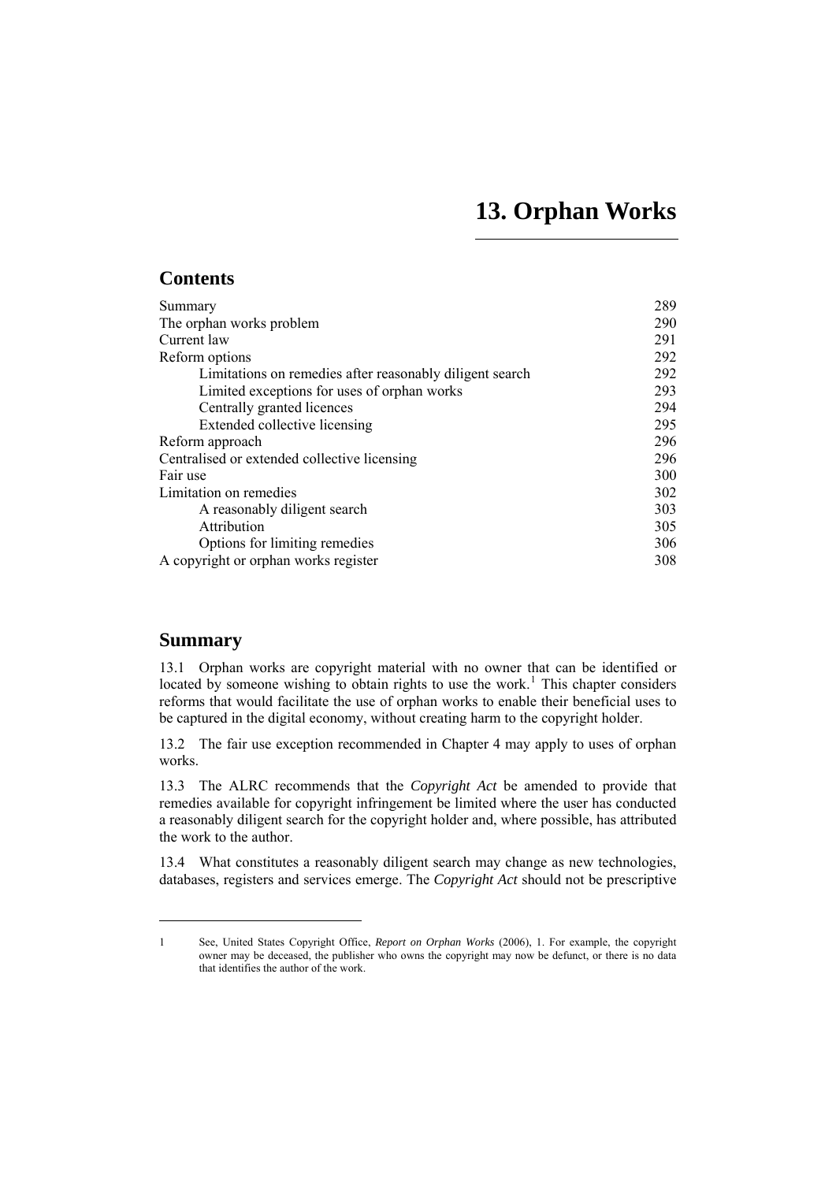# 13. Orphan Works

## Contents

| | |
|---|---|
| Summary | 289 |
| The orphan works problem | 290 |
| Current law | 291 |
| Reform options | 292 |
| Limitations on remedies after reasonably diligent search | 292 |
| Limited exceptions for uses of orphan works | 293 |
| Centrally granted licences | 294 |
| Extended collective licensing | 295 |
| Reform approach | 296 |
| Centralised or extended collective licensing | 296 |
| Fair use | 300 |
| Limitation on remedies | 302 |
| A reasonably diligent search | 303 |
| Attribution | 305 |
| Options for limiting remedies | 306 |
| A copyright or orphan works register | 308 |

## Summary

13.1 Orphan works are copyright material with no owner that can be identified or located by someone wishing to obtain rights to use the work.[1] This chapter considers reforms that would facilitate the use of orphan works to enable their beneficial uses to be captured in the digital economy, without creating harm to the copyright holder.

13.2 The fair use exception recommended in Chapter 4 may apply to uses of orphan works.

13.3 The ALRC recommends that the *Copyright Act* be amended to provide that remedies available for copyright infringement be limited where the user has conducted a reasonably diligent search for the copyright holder and, where possible, has attributed the work to the author.

13.4 What constitutes a reasonably diligent search may change as new technologies, databases, registers and services emerge. The *Copyright Act* should not be prescriptive

---

1 See, United States Copyright Office, *Report on Orphan Works* (2006), 1. For example, the copyright owner may be deceased, the publisher who owns the copyright may now be defunct, or there is no data that identifies the author of the work.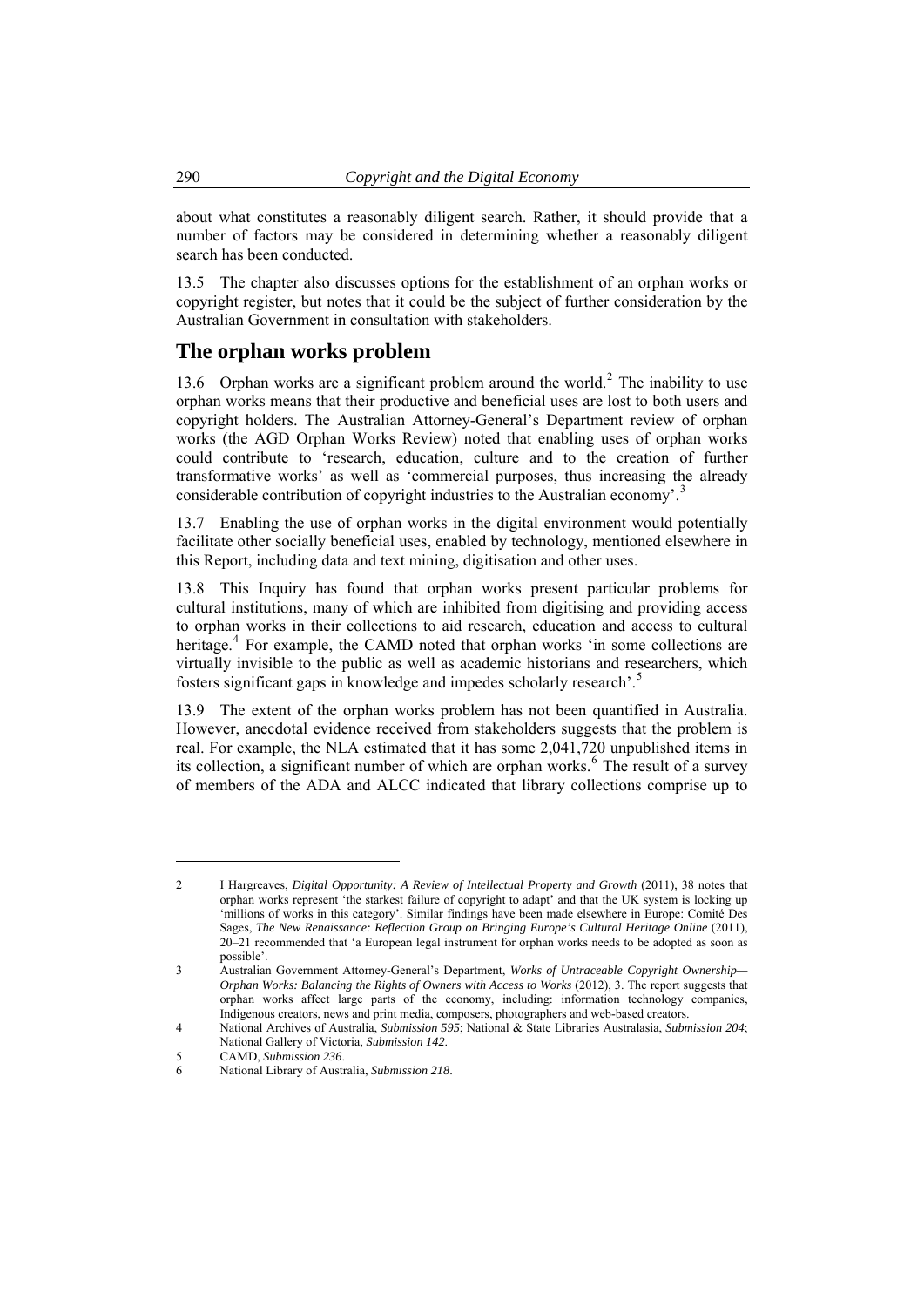about what constitutes a reasonably diligent search. Rather, it should provide that a number of factors may be considered in determining whether a reasonably diligent search has been conducted.

13.5 The chapter also discusses options for the establishment of an orphan works or copyright register, but notes that it could be the subject of further consideration by the Australian Government in consultation with stakeholders.

## The orphan works problem

13.6 Orphan works are a significant problem around the world.[2] The inability to use orphan works means that their productive and beneficial uses are lost to both users and copyright holders. The Australian Attorney-General's Department review of orphan works (the AGD Orphan Works Review) noted that enabling uses of orphan works could contribute to 'research, education, culture and to the creation of further transformative works' as well as 'commercial purposes, thus increasing the already considerable contribution of copyright industries to the Australian economy'.[3]

13.7 Enabling the use of orphan works in the digital environment would potentially facilitate other socially beneficial uses, enabled by technology, mentioned elsewhere in this Report, including data and text mining, digitisation and other uses.

13.8 This Inquiry has found that orphan works present particular problems for cultural institutions, many of which are inhibited from digitising and providing access to orphan works in their collections to aid research, education and access to cultural heritage.[4] For example, the CAMD noted that orphan works 'in some collections are virtually invisible to the public as well as academic historians and researchers, which fosters significant gaps in knowledge and impedes scholarly research'.[5]

13.9 The extent of the orphan works problem has not been quantified in Australia. However, anecdotal evidence received from stakeholders suggests that the problem is real. For example, the NLA estimated that it has some 2,041,720 unpublished items in its collection, a significant number of which are orphan works.[6] The result of a survey of members of the ADA and ALCC indicated that library collections comprise up to

---

2 I Hargreaves, *Digital Opportunity: A Review of Intellectual Property and Growth* (2011), 38 notes that orphan works represent 'the starkest failure of copyright to adapt' and that the UK system is locking up 'millions of works in this category'. Similar findings have been made elsewhere in Europe: Comité Des Sages, *The New Renaissance: Reflection Group on Bringing Europe's Cultural Heritage Online* (2011), 20–21 recommended that 'a European legal instrument for orphan works needs to be adopted as soon as possible'.

3 Australian Government Attorney-General's Department, *Works of Untraceable Copyright Ownership—Orphan Works: Balancing the Rights of Owners with Access to Works* (2012), 3. The report suggests that orphan works affect large parts of the economy, including: information technology companies, Indigenous creators, news and print media, composers, photographers and web-based creators.

4 National Archives of Australia, *Submission 595*; National & State Libraries Australasia, *Submission 204*; National Gallery of Victoria, *Submission 142*.

5 CAMD, *Submission 236*.

6 National Library of Australia, *Submission 218*.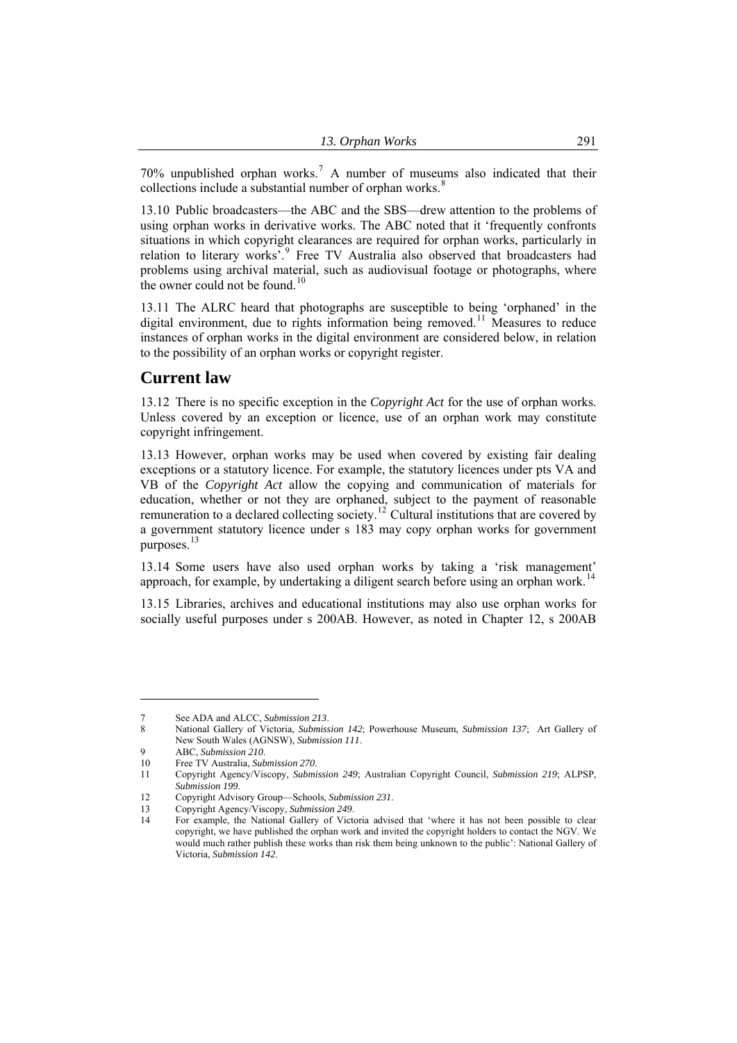70% unpublished orphan works.[7] A number of museums also indicated that their collections include a substantial number of orphan works.[8]

13.10 Public broadcasters—the ABC and the SBS—drew attention to the problems of using orphan works in derivative works. The ABC noted that it 'frequently confronts situations in which copyright clearances are required for orphan works, particularly in relation to literary works'.[9] Free TV Australia also observed that broadcasters had problems using archival material, such as audiovisual footage or photographs, where the owner could not be found.[10]

13.11 The ALRC heard that photographs are susceptible to being 'orphaned' in the digital environment, due to rights information being removed.[11] Measures to reduce instances of orphan works in the digital environment are considered below, in relation to the possibility of an orphan works or copyright register.

## Current law

13.12 There is no specific exception in the *Copyright Act* for the use of orphan works. Unless covered by an exception or licence, use of an orphan work may constitute copyright infringement.

13.13 However, orphan works may be used when covered by existing fair dealing exceptions or a statutory licence. For example, the statutory licences under pts VA and VB of the *Copyright Act* allow the copying and communication of materials for education, whether or not they are orphaned, subject to the payment of reasonable remuneration to a declared collecting society.[12] Cultural institutions that are covered by a government statutory licence under s 183 may copy orphan works for government purposes.[13]

13.14 Some users have also used orphan works by taking a 'risk management' approach, for example, by undertaking a diligent search before using an orphan work.[14]

13.15 Libraries, archives and educational institutions may also use orphan works for socially useful purposes under s 200AB. However, as noted in Chapter 12, s 200AB

---

7 See ADA and ALCC, *Submission 213*.

8 National Gallery of Victoria, *Submission 142*; Powerhouse Museum, *Submission 137*; Art Gallery of New South Wales (AGNSW), *Submission 111*.

9 ABC, *Submission 210*.

10 Free TV Australia, *Submission 270*.

11 Copyright Agency/Viscopy, *Submission 249*; Australian Copyright Council, *Submission 219*; ALPSP, *Submission 199*.

12 Copyright Advisory Group—Schools, *Submission 231*.

13 Copyright Agency/Viscopy, *Submission 249*.

14 For example, the National Gallery of Victoria advised that 'where it has not been possible to clear copyright, we have published the orphan work and invited the copyright holders to contact the NGV. We would much rather publish these works than risk them being unknown to the public': National Gallery of Victoria, *Submission 142*.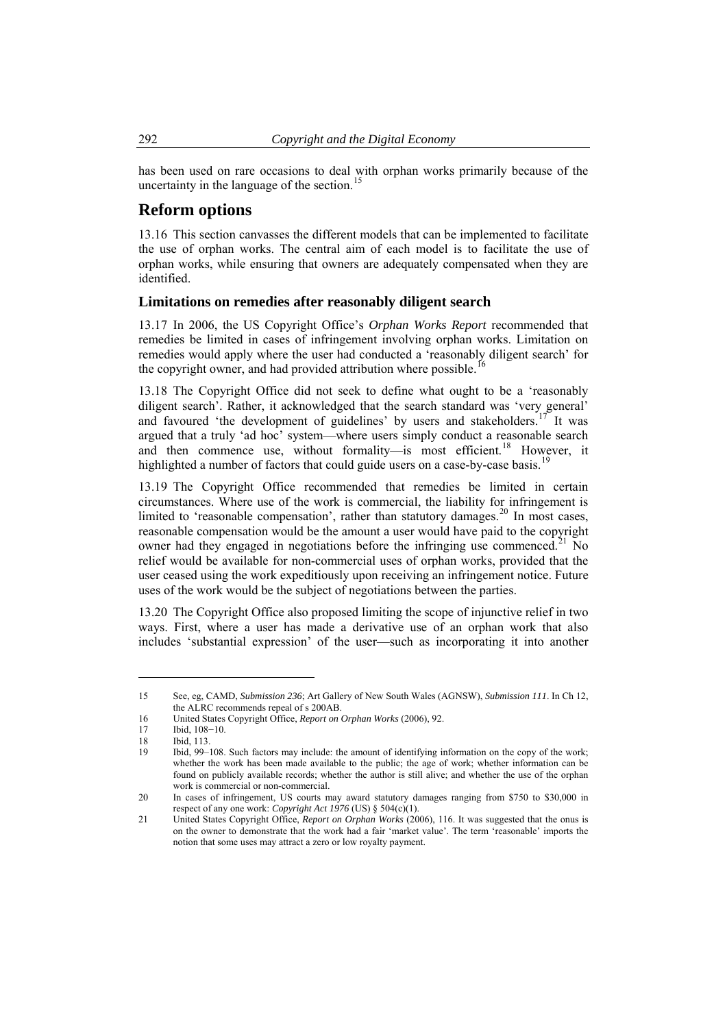has been used on rare occasions to deal with orphan works primarily because of the uncertainty in the language of the section.[15]

## Reform options

13.16 This section canvasses the different models that can be implemented to facilitate the use of orphan works. The central aim of each model is to facilitate the use of orphan works, while ensuring that owners are adequately compensated when they are identified.

### Limitations on remedies after reasonably diligent search

13.17 In 2006, the US Copyright Office's *Orphan Works Report* recommended that remedies be limited in cases of infringement involving orphan works. Limitation on remedies would apply where the user had conducted a 'reasonably diligent search' for the copyright owner, and had provided attribution where possible.[16]

13.18 The Copyright Office did not seek to define what ought to be a 'reasonably diligent search'. Rather, it acknowledged that the search standard was 'very general' and favoured 'the development of guidelines' by users and stakeholders.[17] It was argued that a truly 'ad hoc' system—where users simply conduct a reasonable search and then commence use, without formality—is most efficient.[18] However, it highlighted a number of factors that could guide users on a case-by-case basis.[19]

13.19 The Copyright Office recommended that remedies be limited in certain circumstances. Where use of the work is commercial, the liability for infringement is limited to 'reasonable compensation', rather than statutory damages.[20] In most cases, reasonable compensation would be the amount a user would have paid to the copyright owner had they engaged in negotiations before the infringing use commenced.[21] No relief would be available for non-commercial uses of orphan works, provided that the user ceased using the work expeditiously upon receiving an infringement notice. Future uses of the work would be the subject of negotiations between the parties.

13.20 The Copyright Office also proposed limiting the scope of injunctive relief in two ways. First, where a user has made a derivative use of an orphan work that also includes 'substantial expression' of the user—such as incorporating it into another

---

15 See, eg, CAMD, *Submission 236*; Art Gallery of New South Wales (AGNSW), *Submission 111*. In Ch 12, the ALRC recommends repeal of s 200AB.

16 United States Copyright Office, *Report on Orphan Works* (2006), 92.

17 Ibid, 108−10.

18 Ibid, 113.

19 Ibid, 99–108. Such factors may include: the amount of identifying information on the copy of the work; whether the work has been made available to the public; the age of work; whether information can be found on publicly available records; whether the author is still alive; and whether the use of the orphan work is commercial or non-commercial.

20 In cases of infringement, US courts may award statutory damages ranging from $750 to $30,000 in respect of any one work: *Copyright Act 1976* (US) § 504(c)(1).

21 United States Copyright Office, *Report on Orphan Works* (2006), 116. It was suggested that the onus is on the owner to demonstrate that the work had a fair 'market value'. The term 'reasonable' imports the notion that some uses may attract a zero or low royalty payment.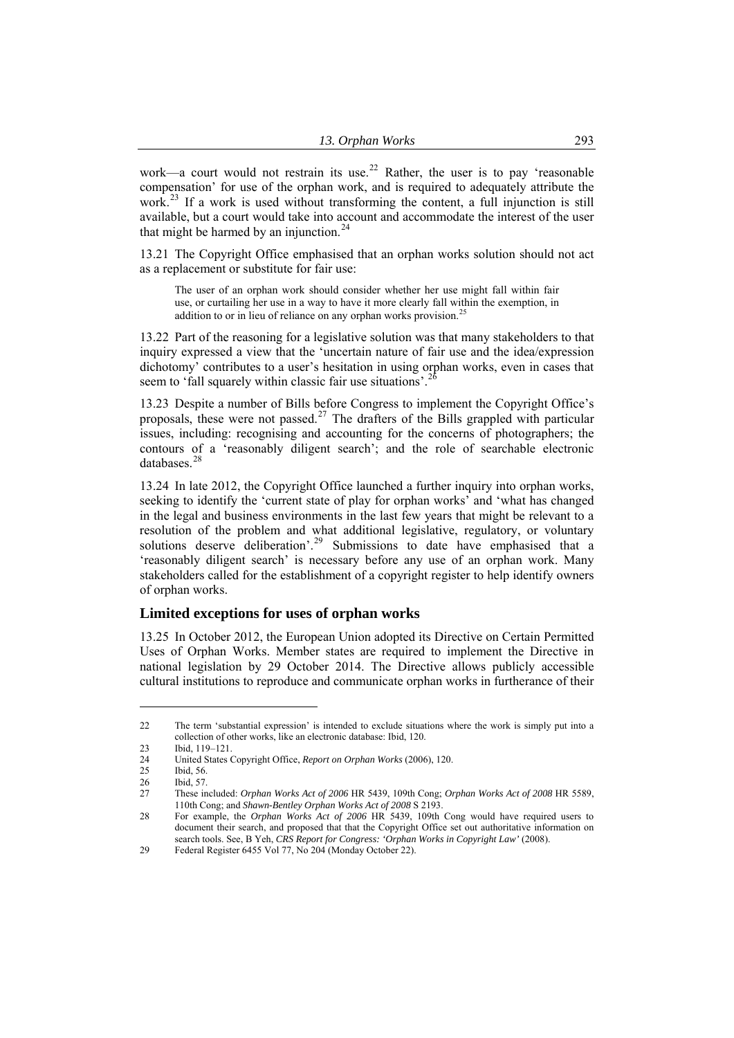work—a court would not restrain its use.[22] Rather, the user is to pay 'reasonable compensation' for use of the orphan work, and is required to adequately attribute the work.[23] If a work is used without transforming the content, a full injunction is still available, but a court would take into account and accommodate the interest of the user that might be harmed by an injunction.[24]

13.21 The Copyright Office emphasised that an orphan works solution should not act as a replacement or substitute for fair use:

> The user of an orphan work should consider whether her use might fall within fair use, or curtailing her use in a way to have it more clearly fall within the exemption, in addition to or in lieu of reliance on any orphan works provision.[25]

13.22 Part of the reasoning for a legislative solution was that many stakeholders to that inquiry expressed a view that the 'uncertain nature of fair use and the idea/expression dichotomy' contributes to a user's hesitation in using orphan works, even in cases that seem to 'fall squarely within classic fair use situations'.[26]

13.23 Despite a number of Bills before Congress to implement the Copyright Office's proposals, these were not passed.[27] The drafters of the Bills grappled with particular issues, including: recognising and accounting for the concerns of photographers; the contours of a 'reasonably diligent search'; and the role of searchable electronic databases.[28]

13.24 In late 2012, the Copyright Office launched a further inquiry into orphan works, seeking to identify the 'current state of play for orphan works' and 'what has changed in the legal and business environments in the last few years that might be relevant to a resolution of the problem and what additional legislative, regulatory, or voluntary solutions deserve deliberation'.[29] Submissions to date have emphasised that a 'reasonably diligent search' is necessary before any use of an orphan work. Many stakeholders called for the establishment of a copyright register to help identify owners of orphan works.

## Limited exceptions for uses of orphan works

13.25 In October 2012, the European Union adopted its Directive on Certain Permitted Uses of Orphan Works. Member states are required to implement the Directive in national legislation by 29 October 2014. The Directive allows publicly accessible cultural institutions to reproduce and communicate orphan works in furtherance of their

---

22 The term 'substantial expression' is intended to exclude situations where the work is simply put into a collection of other works, like an electronic database: Ibid, 120.

23 Ibid, 119–121.

24 United States Copyright Office, *Report on Orphan Works* (2006), 120.

25 Ibid, 56.

26 Ibid, 57.

27 These included: *Orphan Works Act of 2006* HR 5439, 109th Cong; *Orphan Works Act of 2008* HR 5589, 110th Cong; and *Shawn-Bentley Orphan Works Act of 2008* S 2193.

28 For example, the *Orphan Works Act of 2006* HR 5439, 109th Cong would have required users to document their search, and proposed that that the Copyright Office set out authoritative information on search tools. See, B Yeh, *CRS Report for Congress: 'Orphan Works in Copyright Law'* (2008).

29 Federal Register 6455 Vol 77, No 204 (Monday October 22).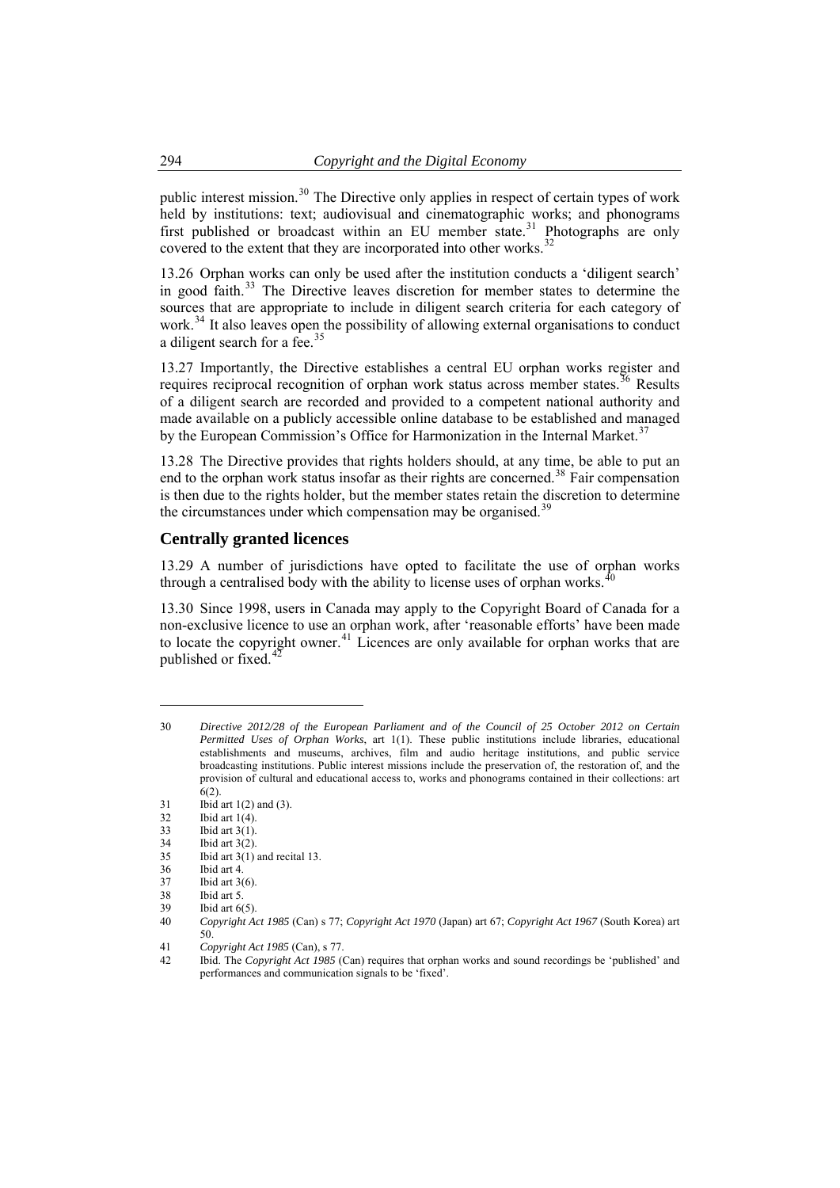public interest mission.[30] The Directive only applies in respect of certain types of work held by institutions: text; audiovisual and cinematographic works; and phonograms first published or broadcast within an EU member state.[31] Photographs are only covered to the extent that they are incorporated into other works.[32]

13.26 Orphan works can only be used after the institution conducts a 'diligent search' in good faith.[33] The Directive leaves discretion for member states to determine the sources that are appropriate to include in diligent search criteria for each category of work.[34] It also leaves open the possibility of allowing external organisations to conduct a diligent search for a fee.[35]

13.27 Importantly, the Directive establishes a central EU orphan works register and requires reciprocal recognition of orphan work status across member states.[36] Results of a diligent search are recorded and provided to a competent national authority and made available on a publicly accessible online database to be established and managed by the European Commission's Office for Harmonization in the Internal Market.[37]

13.28 The Directive provides that rights holders should, at any time, be able to put an end to the orphan work status insofar as their rights are concerned.[38] Fair compensation is then due to the rights holder, but the member states retain the discretion to determine the circumstances under which compensation may be organised.[39]

## Centrally granted licences

13.29 A number of jurisdictions have opted to facilitate the use of orphan works through a centralised body with the ability to license uses of orphan works.[40]

13.30 Since 1998, users in Canada may apply to the Copyright Board of Canada for a non-exclusive licence to use an orphan work, after 'reasonable efforts' have been made to locate the copyright owner.[41] Licences are only available for orphan works that are published or fixed.[42]

---

30 *Directive 2012/28 of the European Parliament and of the Council of 25 October 2012 on Certain Permitted Uses of Orphan Works*, art 1(1). These public institutions include libraries, educational establishments and museums, archives, film and audio heritage institutions, and public service broadcasting institutions. Public interest missions include the preservation of, the restoration of, and the provision of cultural and educational access to, works and phonograms contained in their collections: art 6(2).

31 Ibid art 1(2) and (3).

32 Ibid art 1(4).

33 Ibid art 3(1).

34 Ibid art 3(2).

35 Ibid art 3(1) and recital 13.

36 Ibid art 4.

37 Ibid art 3(6).

38 Ibid art 5.

39 Ibid art 6(5).

40 *Copyright Act 1985* (Can) s 77; *Copyright Act 1970* (Japan) art 67; *Copyright Act 1967* (South Korea) art 50.

41 *Copyright Act 1985* (Can), s 77.

42 Ibid. The *Copyright Act 1985* (Can) requires that orphan works and sound recordings be 'published' and performances and communication signals to be 'fixed'.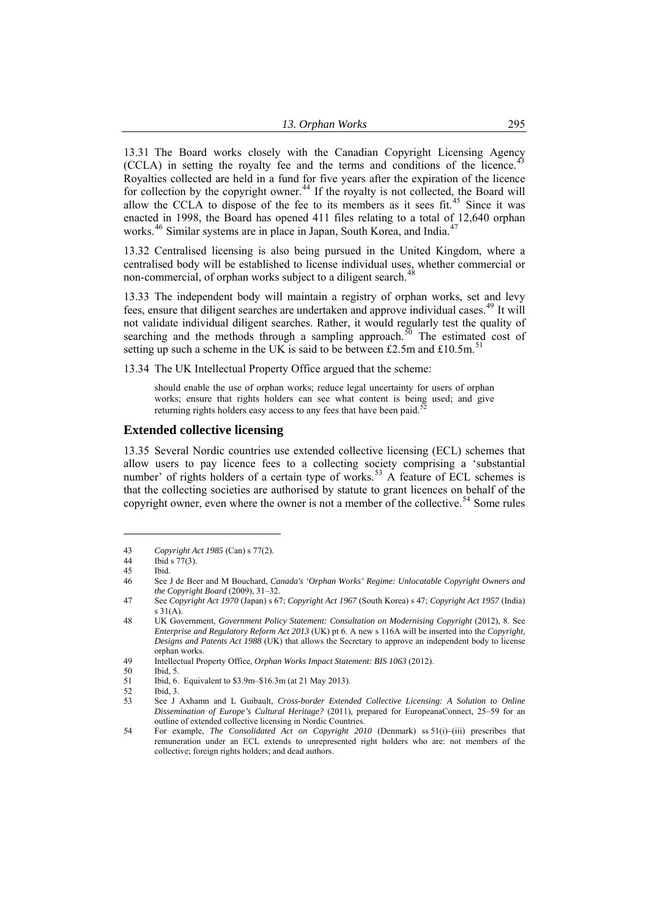13.31 The Board works closely with the Canadian Copyright Licensing Agency (CCLA) in setting the royalty fee and the terms and conditions of the licence.[43] Royalties collected are held in a fund for five years after the expiration of the licence for collection by the copyright owner.[44] If the royalty is not collected, the Board will allow the CCLA to dispose of the fee to its members as it sees fit.[45] Since it was enacted in 1998, the Board has opened 411 files relating to a total of 12,640 orphan works.[46] Similar systems are in place in Japan, South Korea, and India.[47]

13.32 Centralised licensing is also being pursued in the United Kingdom, where a centralised body will be established to license individual uses, whether commercial or non-commercial, of orphan works subject to a diligent search.[48]

13.33 The independent body will maintain a registry of orphan works, set and levy fees, ensure that diligent searches are undertaken and approve individual cases.[49] It will not validate individual diligent searches. Rather, it would regularly test the quality of searching and the methods through a sampling approach.[50] The estimated cost of setting up such a scheme in the UK is said to be between £2.5m and £10.5m.[51]

13.34 The UK Intellectual Property Office argued that the scheme:

> should enable the use of orphan works; reduce legal uncertainty for users of orphan works; ensure that rights holders can see what content is being used; and give returning rights holders easy access to any fees that have been paid.[52]

## Extended collective licensing

13.35 Several Nordic countries use extended collective licensing (ECL) schemes that allow users to pay licence fees to a collecting society comprising a 'substantial number' of rights holders of a certain type of works.[53] A feature of ECL schemes is that the collecting societies are authorised by statute to grant licences on behalf of the copyright owner, even where the owner is not a member of the collective.[54] Some rules

---

43 *Copyright Act 1985* (Can) s 77(2).

44 Ibid s 77(3).

45 Ibid.

46 See J de Beer and M Bouchard, *Canada's 'Orphan Works' Regime: Unlocatable Copyright Owners and the Copyright Board* (2009), 31–32.

47 See *Copyright Act 1970* (Japan) s 67; *Copyright Act 1967* (South Korea) s 47; *Copyright Act 1957* (India) s 31(A).

48 UK Government, *Government Policy Statement: Consultation on Modernising Copyright* (2012), 8. See *Enterprise and Regulatory Reform Act 2013* (UK) pt 6. A new s 116A will be inserted into the *Copyright, Designs and Patents Act 1988* (UK) that allows the Secretary to approve an independent body to license orphan works.

49 Intellectual Property Office, *Orphan Works Impact Statement: BIS 1063* (2012).

50 Ibid, 5.

51 Ibid, 6. Equivalent to \$3.9m–\$16.3m (at 21 May 2013).

52 Ibid, 3.

53 See J Axhamn and L Guibault, *Cross-border Extended Collective Licensing: A Solution to Online Dissemination of Europe's Cultural Heritage?* (2011), prepared for EuropeanaConnect, 25–59 for an outline of extended collective licensing in Nordic Countries.

54 For example, *The Consolidated Act on Copyright 2010* (Denmark) ss 51(i)–(iii) prescribes that remuneration under an ECL extends to unrepresented right holders who are: not members of the collective; foreign rights holders; and dead authors.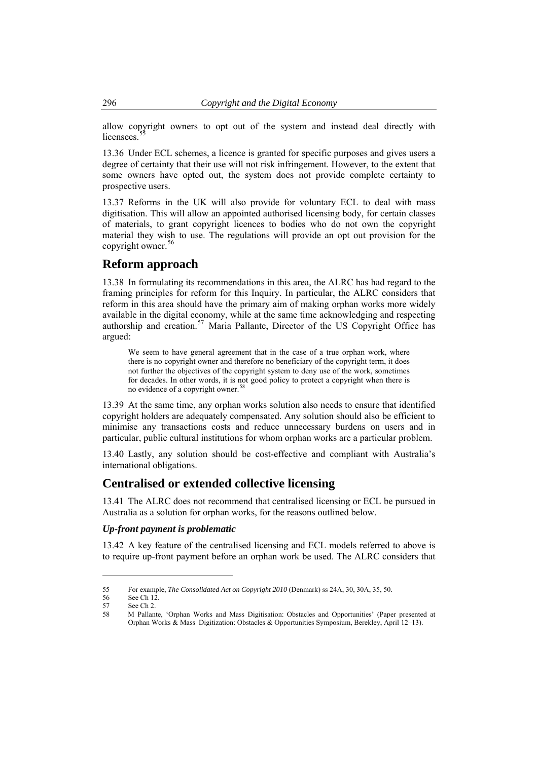allow copyright owners to opt out of the system and instead deal directly with licensees.[55]

13.36 Under ECL schemes, a licence is granted for specific purposes and gives users a degree of certainty that their use will not risk infringement. However, to the extent that some owners have opted out, the system does not provide complete certainty to prospective users.

13.37 Reforms in the UK will also provide for voluntary ECL to deal with mass digitisation. This will allow an appointed authorised licensing body, for certain classes of materials, to grant copyright licences to bodies who do not own the copyright material they wish to use. The regulations will provide an opt out provision for the copyright owner.[56]

## Reform approach

13.38 In formulating its recommendations in this area, the ALRC has had regard to the framing principles for reform for this Inquiry. In particular, the ALRC considers that reform in this area should have the primary aim of making orphan works more widely available in the digital economy, while at the same time acknowledging and respecting authorship and creation.[57] Maria Pallante, Director of the US Copyright Office has argued:

> We seem to have general agreement that in the case of a true orphan work, where there is no copyright owner and therefore no beneficiary of the copyright term, it does not further the objectives of the copyright system to deny use of the work, sometimes for decades. In other words, it is not good policy to protect a copyright when there is no evidence of a copyright owner.[58]

13.39 At the same time, any orphan works solution also needs to ensure that identified copyright holders are adequately compensated. Any solution should also be efficient to minimise any transactions costs and reduce unnecessary burdens on users and in particular, public cultural institutions for whom orphan works are a particular problem.

13.40 Lastly, any solution should be cost-effective and compliant with Australia's international obligations.

## Centralised or extended collective licensing

13.41 The ALRC does not recommend that centralised licensing or ECL be pursued in Australia as a solution for orphan works, for the reasons outlined below.

### *Up-front payment is problematic*

13.42 A key feature of the centralised licensing and ECL models referred to above is to require up-front payment before an orphan work be used. The ALRC considers that

---

55 For example, *The Consolidated Act on Copyright 2010* (Denmark) ss 24A, 30, 30A, 35, 50.

56 See Ch 12.

57 See Ch 2.

58 M Pallante, 'Orphan Works and Mass Digitisation: Obstacles and Opportunities' (Paper presented at Orphan Works & Mass Digitization: Obstacles & Opportunities Symposium, Berekley, April 12–13).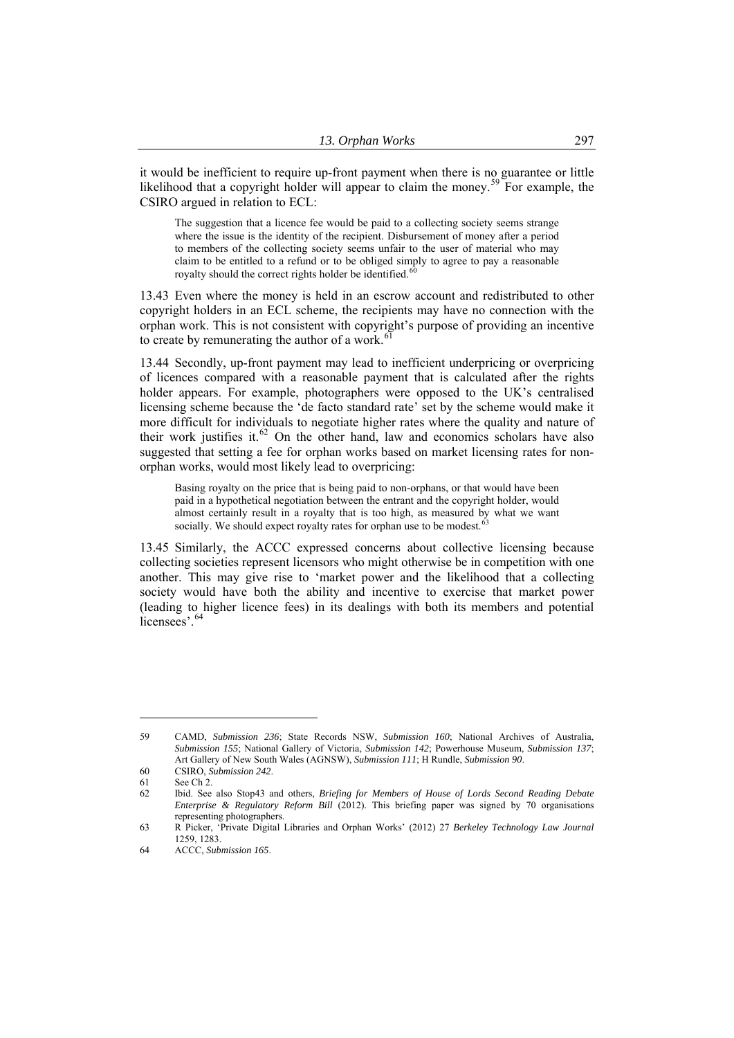it would be inefficient to require up-front payment when there is no guarantee or little likelihood that a copyright holder will appear to claim the money.[59] For example, the CSIRO argued in relation to ECL:

> The suggestion that a licence fee would be paid to a collecting society seems strange where the issue is the identity of the recipient. Disbursement of money after a period to members of the collecting society seems unfair to the user of material who may claim to be entitled to a refund or to be obliged simply to agree to pay a reasonable royalty should the correct rights holder be identified.[60]

13.43 Even where the money is held in an escrow account and redistributed to other copyright holders in an ECL scheme, the recipients may have no connection with the orphan work. This is not consistent with copyright's purpose of providing an incentive to create by remunerating the author of a work.[61]

13.44 Secondly, up-front payment may lead to inefficient underpricing or overpricing of licences compared with a reasonable payment that is calculated after the rights holder appears. For example, photographers were opposed to the UK's centralised licensing scheme because the 'de facto standard rate' set by the scheme would make it more difficult for individuals to negotiate higher rates where the quality and nature of their work justifies it.[62] On the other hand, law and economics scholars have also suggested that setting a fee for orphan works based on market licensing rates for non-orphan works, would most likely lead to overpricing:

> Basing royalty on the price that is being paid to non-orphans, or that would have been paid in a hypothetical negotiation between the entrant and the copyright holder, would almost certainly result in a royalty that is too high, as measured by what we want socially. We should expect royalty rates for orphan use to be modest.[63]

13.45 Similarly, the ACCC expressed concerns about collective licensing because collecting societies represent licensors who might otherwise be in competition with one another. This may give rise to 'market power and the likelihood that a collecting society would have both the ability and incentive to exercise that market power (leading to higher licence fees) in its dealings with both its members and potential licensees'.[64]

---

59 CAMD, *Submission 236*; State Records NSW, *Submission 160*; National Archives of Australia, *Submission 155*; National Gallery of Victoria, *Submission 142*; Powerhouse Museum, *Submission 137*; Art Gallery of New South Wales (AGNSW), *Submission 111*; H Rundle, *Submission 90*.

60 CSIRO, *Submission 242*.

61 See Ch 2.

62 Ibid. See also Stop43 and others, *Briefing for Members of House of Lords Second Reading Debate Enterprise & Regulatory Reform Bill* (2012). This briefing paper was signed by 70 organisations representing photographers.

63 R Picker, 'Private Digital Libraries and Orphan Works' (2012) 27 *Berkeley Technology Law Journal* 1259, 1283.

64 ACCC, *Submission 165*.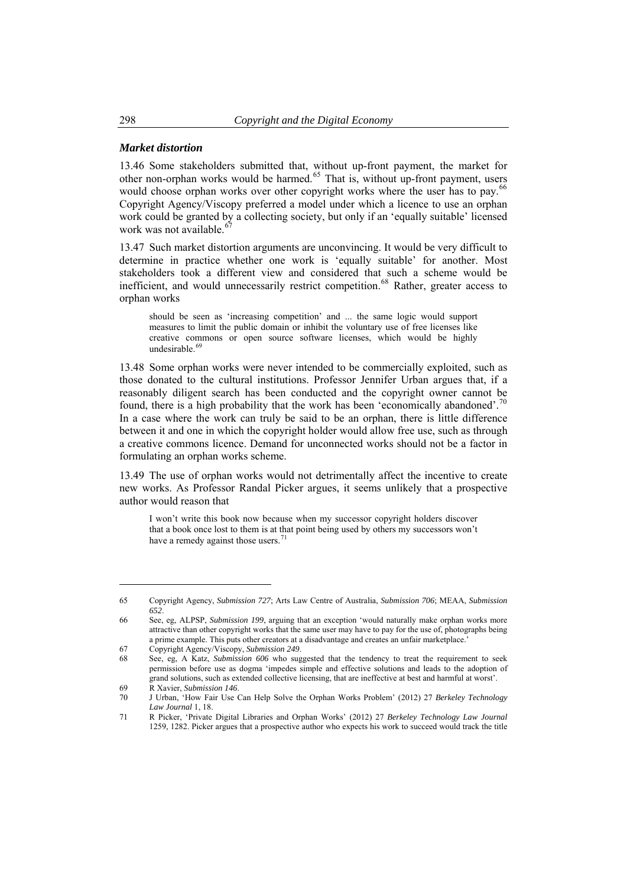### *Market distortion*

13.46 Some stakeholders submitted that, without up-front payment, the market for other non-orphan works would be harmed.[65] That is, without up-front payment, users would choose orphan works over other copyright works where the user has to pay.[66] Copyright Agency/Viscopy preferred a model under which a licence to use an orphan work could be granted by a collecting society, but only if an 'equally suitable' licensed work was not available.[67]

13.47 Such market distortion arguments are unconvincing. It would be very difficult to determine in practice whether one work is 'equally suitable' for another. Most stakeholders took a different view and considered that such a scheme would be inefficient, and would unnecessarily restrict competition.[68] Rather, greater access to orphan works

> should be seen as 'increasing competition' and ... the same logic would support measures to limit the public domain or inhibit the voluntary use of free licenses like creative commons or open source software licenses, which would be highly undesirable.[69]

13.48 Some orphan works were never intended to be commercially exploited, such as those donated to the cultural institutions. Professor Jennifer Urban argues that, if a reasonably diligent search has been conducted and the copyright owner cannot be found, there is a high probability that the work has been 'economically abandoned'.[70] In a case where the work can truly be said to be an orphan, there is little difference between it and one in which the copyright holder would allow free use, such as through a creative commons licence. Demand for unconnected works should not be a factor in formulating an orphan works scheme.

13.49 The use of orphan works would not detrimentally affect the incentive to create new works. As Professor Randal Picker argues, it seems unlikely that a prospective author would reason that

> I won't write this book now because when my successor copyright holders discover that a book once lost to them is at that point being used by others my successors won't have a remedy against those users.[71]

---

65 Copyright Agency, *Submission 727*; Arts Law Centre of Australia, *Submission 706*; MEAA, *Submission 652*.

66 See, eg, ALPSP, *Submission 199*, arguing that an exception 'would naturally make orphan works more attractive than other copyright works that the same user may have to pay for the use of, photographs being a prime example. This puts other creators at a disadvantage and creates an unfair marketplace.'

67 Copyright Agency/Viscopy, *Submission 249*.

68 See, eg, A Katz, *Submission 606* who suggested that the tendency to treat the requirement to seek permission before use as dogma 'impedes simple and effective solutions and leads to the adoption of grand solutions, such as extended collective licensing, that are ineffective at best and harmful at worst'.

69 R Xavier, *Submission 146*.

70 J Urban, 'How Fair Use Can Help Solve the Orphan Works Problem' (2012) 27 *Berkeley Technology Law Journal* 1, 18.

71 R Picker, 'Private Digital Libraries and Orphan Works' (2012) 27 *Berkeley Technology Law Journal* 1259, 1282. Picker argues that a prospective author who expects his work to succeed would track the title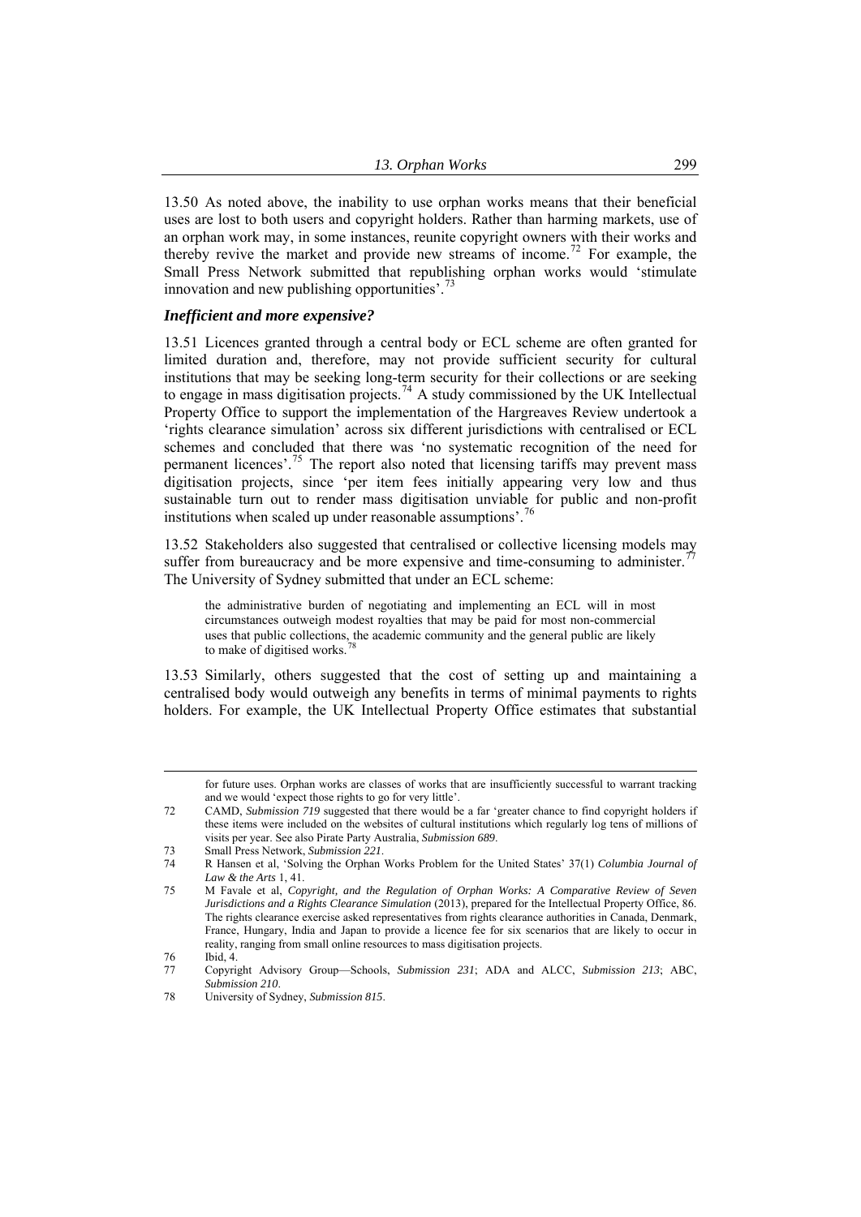13.50 As noted above, the inability to use orphan works means that their beneficial uses are lost to both users and copyright holders. Rather than harming markets, use of an orphan work may, in some instances, reunite copyright owners with their works and thereby revive the market and provide new streams of income.[72] For example, the Small Press Network submitted that republishing orphan works would 'stimulate innovation and new publishing opportunities'.[73]

### *Inefficient and more expensive?*

13.51 Licences granted through a central body or ECL scheme are often granted for limited duration and, therefore, may not provide sufficient security for cultural institutions that may be seeking long-term security for their collections or are seeking to engage in mass digitisation projects.[74] A study commissioned by the UK Intellectual Property Office to support the implementation of the Hargreaves Review undertook a 'rights clearance simulation' across six different jurisdictions with centralised or ECL schemes and concluded that there was 'no systematic recognition of the need for permanent licences'.[75] The report also noted that licensing tariffs may prevent mass digitisation projects, since 'per item fees initially appearing very low and thus sustainable turn out to render mass digitisation unviable for public and non-profit institutions when scaled up under reasonable assumptions'.[76]

13.52 Stakeholders also suggested that centralised or collective licensing models may suffer from bureaucracy and be more expensive and time-consuming to administer.[77] The University of Sydney submitted that under an ECL scheme:

> the administrative burden of negotiating and implementing an ECL will in most circumstances outweigh modest royalties that may be paid for most non-commercial uses that public collections, the academic community and the general public are likely to make of digitised works.[78]

13.53 Similarly, others suggested that the cost of setting up and maintaining a centralised body would outweigh any benefits in terms of minimal payments to rights holders. For example, the UK Intellectual Property Office estimates that substantial

---

for future uses. Orphan works are classes of works that are insufficiently successful to warrant tracking and we would 'expect those rights to go for very little'.

72 CAMD, *Submission 719* suggested that there would be a far 'greater chance to find copyright holders if these items were included on the websites of cultural institutions which regularly log tens of millions of visits per year. See also Pirate Party Australia, *Submission 689*.

73 Small Press Network, *Submission 221*.

74 R Hansen et al, 'Solving the Orphan Works Problem for the United States' 37(1) *Columbia Journal of Law & the Arts* 1, 41.

75 M Favale et al, *Copyright, and the Regulation of Orphan Works: A Comparative Review of Seven Jurisdictions and a Rights Clearance Simulation* (2013), prepared for the Intellectual Property Office, 86. The rights clearance exercise asked representatives from rights clearance authorities in Canada, Denmark, France, Hungary, India and Japan to provide a licence fee for six scenarios that are likely to occur in reality, ranging from small online resources to mass digitisation projects.

76 Ibid, 4.

77 Copyright Advisory Group—Schools, *Submission 231*; ADA and ALCC, *Submission 213*; ABC, *Submission 210*.

78 University of Sydney, *Submission 815*.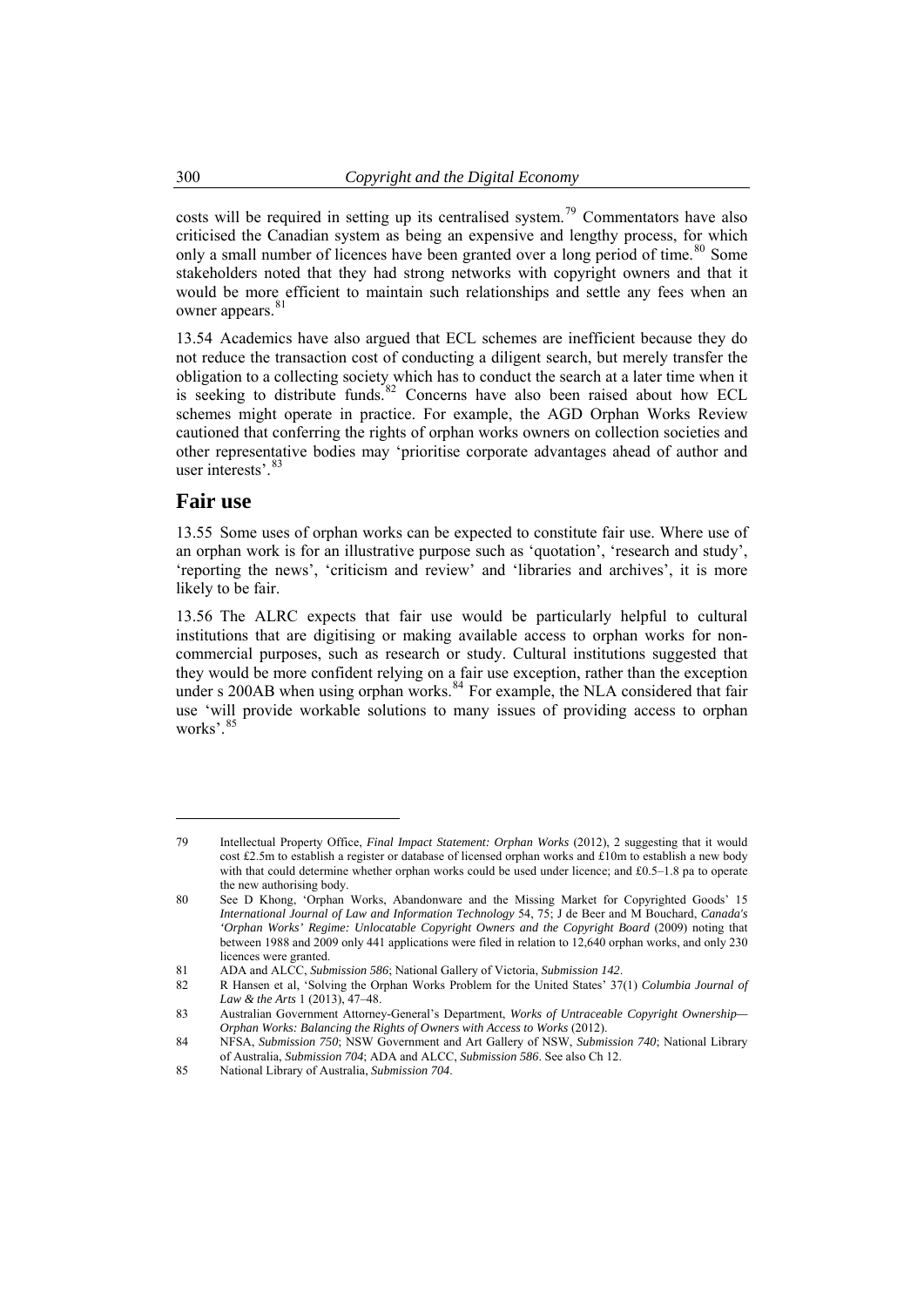costs will be required in setting up its centralised system.[79] Commentators have also criticised the Canadian system as being an expensive and lengthy process, for which only a small number of licences have been granted over a long period of time.[80] Some stakeholders noted that they had strong networks with copyright owners and that it would be more efficient to maintain such relationships and settle any fees when an owner appears.[81]

13.54 Academics have also argued that ECL schemes are inefficient because they do not reduce the transaction cost of conducting a diligent search, but merely transfer the obligation to a collecting society which has to conduct the search at a later time when it is seeking to distribute funds.[82] Concerns have also been raised about how ECL schemes might operate in practice. For example, the AGD Orphan Works Review cautioned that conferring the rights of orphan works owners on collection societies and other representative bodies may 'prioritise corporate advantages ahead of author and user interests'.[83]

## Fair use

13.55 Some uses of orphan works can be expected to constitute fair use. Where use of an orphan work is for an illustrative purpose such as 'quotation', 'research and study', 'reporting the news', 'criticism and review' and 'libraries and archives', it is more likely to be fair.

13.56 The ALRC expects that fair use would be particularly helpful to cultural institutions that are digitising or making available access to orphan works for non-commercial purposes, such as research or study. Cultural institutions suggested that they would be more confident relying on a fair use exception, rather than the exception under s 200AB when using orphan works.[84] For example, the NLA considered that fair use 'will provide workable solutions to many issues of providing access to orphan works'.[85]

---

79 Intellectual Property Office, *Final Impact Statement: Orphan Works* (2012), 2 suggesting that it would cost £2.5m to establish a register or database of licensed orphan works and £10m to establish a new body with that could determine whether orphan works could be used under licence; and £0.5–1.8 pa to operate the new authorising body.

80 See D Khong, 'Orphan Works, Abandonware and the Missing Market for Copyrighted Goods' 15 *International Journal of Law and Information Technology* 54, 75; J de Beer and M Bouchard, *Canada's 'Orphan Works' Regime: Unlocatable Copyright Owners and the Copyright Board* (2009) noting that between 1988 and 2009 only 441 applications were filed in relation to 12,640 orphan works, and only 230 licences were granted.

81 ADA and ALCC, *Submission 586*; National Gallery of Victoria, *Submission 142*.

82 R Hansen et al, 'Solving the Orphan Works Problem for the United States' 37(1) *Columbia Journal of Law & the Arts* 1 (2013), 47–48.

83 Australian Government Attorney-General's Department, *Works of Untraceable Copyright Ownership—Orphan Works: Balancing the Rights of Owners with Access to Works* (2012).

84 NFSA, *Submission 750*; NSW Government and Art Gallery of NSW, *Submission 740*; National Library of Australia, *Submission 704*; ADA and ALCC, *Submission 586*. See also Ch 12.

85 National Library of Australia, *Submission 704*.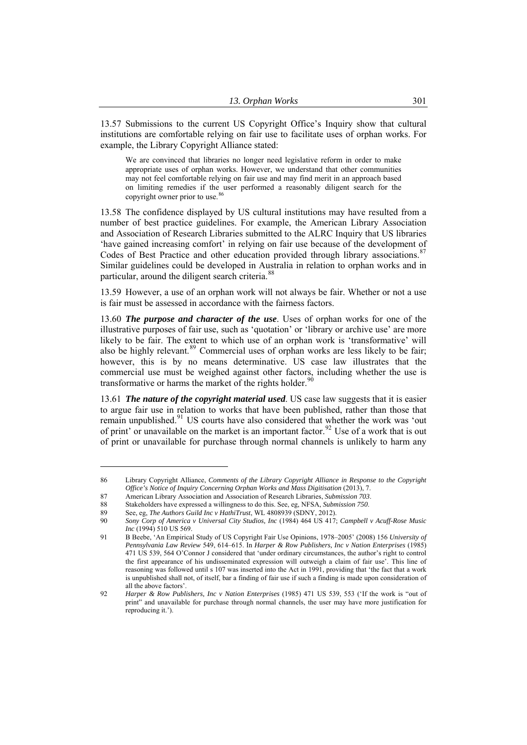13.57 Submissions to the current US Copyright Office's Inquiry show that cultural institutions are comfortable relying on fair use to facilitate uses of orphan works. For example, the Library Copyright Alliance stated:

> We are convinced that libraries no longer need legislative reform in order to make appropriate uses of orphan works. However, we understand that other communities may not feel comfortable relying on fair use and may find merit in an approach based on limiting remedies if the user performed a reasonably diligent search for the copyright owner prior to use.[86]

13.58 The confidence displayed by US cultural institutions may have resulted from a number of best practice guidelines. For example, the American Library Association and Association of Research Libraries submitted to the ALRC Inquiry that US libraries 'have gained increasing comfort' in relying on fair use because of the development of Codes of Best Practice and other education provided through library associations.[87] Similar guidelines could be developed in Australia in relation to orphan works and in particular, around the diligent search criteria.[88]

13.59 However, a use of an orphan work will not always be fair. Whether or not a use is fair must be assessed in accordance with the fairness factors.

13.60 ***The purpose and character of the use***. Uses of orphan works for one of the illustrative purposes of fair use, such as 'quotation' or 'library or archive use' are more likely to be fair. The extent to which use of an orphan work is 'transformative' will also be highly relevant.[89] Commercial uses of orphan works are less likely to be fair; however, this is by no means determinative. US case law illustrates that the commercial use must be weighed against other factors, including whether the use is transformative or harms the market of the rights holder.[90]

13.61 ***The nature of the copyright material used***. US case law suggests that it is easier to argue fair use in relation to works that have been published, rather than those that remain unpublished.[91] US courts have also considered that whether the work was 'out of print' or unavailable on the market is an important factor.[92] Use of a work that is out of print or unavailable for purchase through normal channels is unlikely to harm any

---

86 Library Copyright Alliance, *Comments of the Library Copyright Alliance in Response to the Copyright Office's Notice of Inquiry Concerning Orphan Works and Mass Digitisation* (2013), 7.

87 American Library Association and Association of Research Libraries, *Submission 703*.

88 Stakeholders have expressed a willingness to do this. See, eg, NFSA, *Submission 750*.

89 See, eg, *The Authors Guild Inc v HathiTrust*, WL 4808939 (SDNY, 2012).

90 *Sony Corp of America v Universal City Studios, Inc* (1984) 464 US 417; *Campbell v Acuff-Rose Music Inc* (1994) 510 US 569.

91 B Beebe, 'An Empirical Study of US Copyright Fair Use Opinions, 1978–2005' (2008) 156 *University of Pennsylvania Law Review* 549, 614–615. In *Harper & Row Publishers, Inc v Nation Enterprises* (1985) 471 US 539, 564 O'Connor J considered that 'under ordinary circumstances, the author's right to control the first appearance of his undisseminated expression will outweigh a claim of fair use'. This line of reasoning was followed until s 107 was inserted into the Act in 1991, providing that 'the fact that a work is unpublished shall not, of itself, bar a finding of fair use if such a finding is made upon consideration of all the above factors'.

92 *Harper & Row Publishers, Inc v Nation Enterprises* (1985) 471 US 539, 553 ('If the work is "out of print" and unavailable for purchase through normal channels, the user may have more justification for reproducing it.').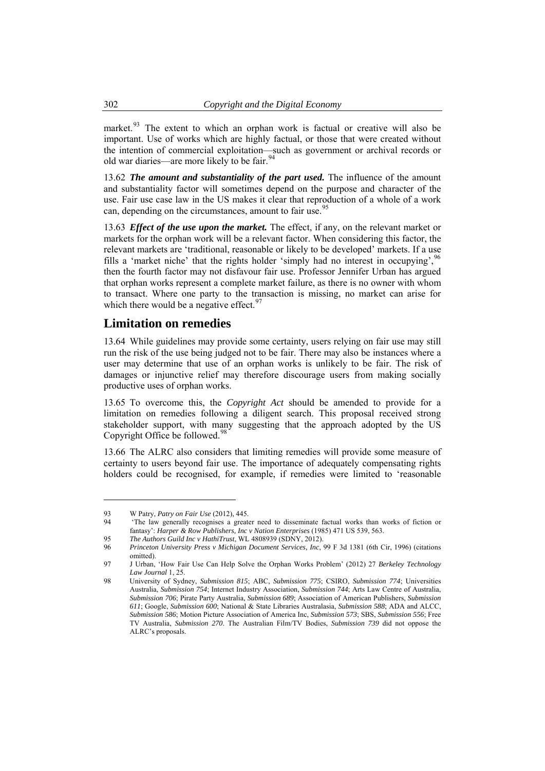market.[93] The extent to which an orphan work is factual or creative will also be important. Use of works which are highly factual, or those that were created without the intention of commercial exploitation—such as government or archival records or old war diaries—are more likely to be fair.[94]

13.62 ***The amount and substantiality of the part used.*** The influence of the amount and substantiality factor will sometimes depend on the purpose and character of the use. Fair use case law in the US makes it clear that reproduction of a whole of a work can, depending on the circumstances, amount to fair use.[95]

13.63 ***Effect of the use upon the market.*** The effect, if any, on the relevant market or markets for the orphan work will be a relevant factor. When considering this factor, the relevant markets are 'traditional, reasonable or likely to be developed' markets. If a use fills a 'market niche' that the rights holder 'simply had no interest in occupying',[96] then the fourth factor may not disfavour fair use. Professor Jennifer Urban has argued that orphan works represent a complete market failure, as there is no owner with whom to transact. Where one party to the transaction is missing, no market can arise for which there would be a negative effect.[97]

## Limitation on remedies

13.64 While guidelines may provide some certainty, users relying on fair use may still run the risk of the use being judged not to be fair. There may also be instances where a user may determine that use of an orphan works is unlikely to be fair. The risk of damages or injunctive relief may therefore discourage users from making socially productive uses of orphan works.

13.65 To overcome this, the *Copyright Act* should be amended to provide for a limitation on remedies following a diligent search. This proposal received strong stakeholder support, with many suggesting that the approach adopted by the US Copyright Office be followed.[98]

13.66 The ALRC also considers that limiting remedies will provide some measure of certainty to users beyond fair use. The importance of adequately compensating rights holders could be recognised, for example, if remedies were limited to 'reasonable

---

93 W Patry, *Patry on Fair Use* (2012), 445.

94 'The law generally recognises a greater need to disseminate factual works than works of fiction or fantasy': *Harper & Row Publishers, Inc v Nation Enterprises* (1985) 471 US 539, 563.

95 *The Authors Guild Inc v HathiTrust*, WL 4808939 (SDNY, 2012).

96 *Princeton University Press v Michigan Document Services, Inc*, 99 F 3d 1381 (6th Cir, 1996) (citations omitted).

97 J Urban, 'How Fair Use Can Help Solve the Orphan Works Problem' (2012) 27 *Berkeley Technology Law Journal* 1, 25.

98 University of Sydney, *Submission 815*; ABC, *Submission 775*; CSIRO, *Submission 774*; Universities Australia, *Submission 754*; Internet Industry Association, *Submission 744*; Arts Law Centre of Australia, *Submission 706*; Pirate Party Australia, *Submission 689*; Association of American Publishers, *Submission 611*; Google, *Submission 600*; National & State Libraries Australasia, *Submission 588*; ADA and ALCC, *Submission 586*; Motion Picture Association of America Inc, *Submission 573*; SBS, *Submission 556*; Free TV Australia, *Submission 270*. The Australian Film/TV Bodies, *Submission 739* did not oppose the ALRC's proposals.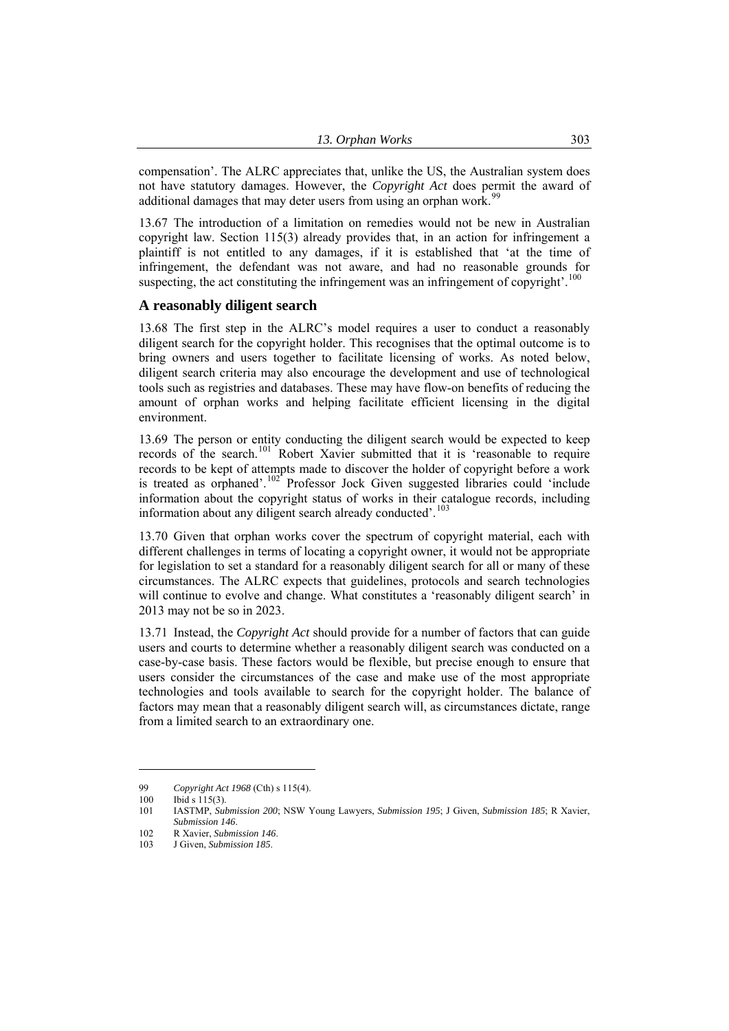compensation'. The ALRC appreciates that, unlike the US, the Australian system does not have statutory damages. However, the *Copyright Act* does permit the award of additional damages that may deter users from using an orphan work.[99]

13.67 The introduction of a limitation on remedies would not be new in Australian copyright law. Section 115(3) already provides that, in an action for infringement a plaintiff is not entitled to any damages, if it is established that 'at the time of infringement, the defendant was not aware, and had no reasonable grounds for suspecting, the act constituting the infringement was an infringement of copyright'.[100]

### A reasonably diligent search

13.68 The first step in the ALRC's model requires a user to conduct a reasonably diligent search for the copyright holder. This recognises that the optimal outcome is to bring owners and users together to facilitate licensing of works. As noted below, diligent search criteria may also encourage the development and use of technological tools such as registries and databases. These may have flow-on benefits of reducing the amount of orphan works and helping facilitate efficient licensing in the digital environment.

13.69 The person or entity conducting the diligent search would be expected to keep records of the search.[101] Robert Xavier submitted that it is 'reasonable to require records to be kept of attempts made to discover the holder of copyright before a work is treated as orphaned'.[102] Professor Jock Given suggested libraries could 'include information about the copyright status of works in their catalogue records, including information about any diligent search already conducted'.[103]

13.70 Given that orphan works cover the spectrum of copyright material, each with different challenges in terms of locating a copyright owner, it would not be appropriate for legislation to set a standard for a reasonably diligent search for all or many of these circumstances. The ALRC expects that guidelines, protocols and search technologies will continue to evolve and change. What constitutes a 'reasonably diligent search' in 2013 may not be so in 2023.

13.71 Instead, the *Copyright Act* should provide for a number of factors that can guide users and courts to determine whether a reasonably diligent search was conducted on a case-by-case basis. These factors would be flexible, but precise enough to ensure that users consider the circumstances of the case and make use of the most appropriate technologies and tools available to search for the copyright holder. The balance of factors may mean that a reasonably diligent search will, as circumstances dictate, range from a limited search to an extraordinary one.

---

99 *Copyright Act 1968* (Cth) s 115(4).

100 Ibid s 115(3).

101 IASTMP, *Submission 200*; NSW Young Lawyers, *Submission 195*; J Given, *Submission 185*; R Xavier, *Submission 146*.

102 R Xavier, *Submission 146*.

103 J Given, *Submission 185*.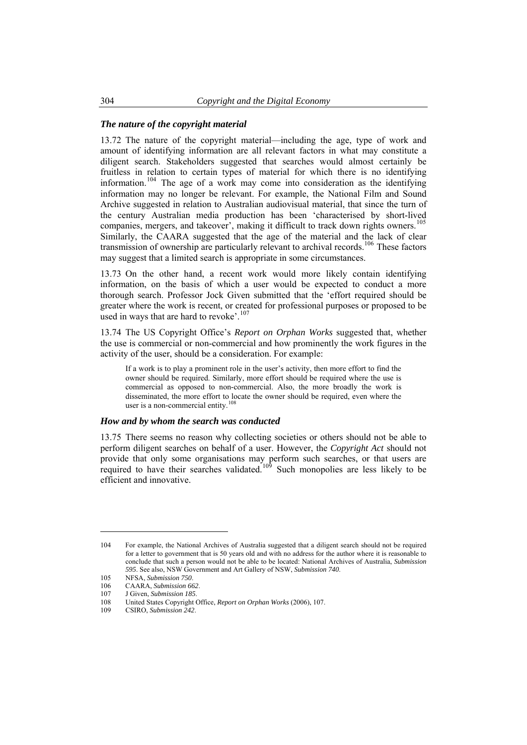### *The nature of the copyright material*

13.72 The nature of the copyright material—including the age, type of work and amount of identifying information are all relevant factors in what may constitute a diligent search. Stakeholders suggested that searches would almost certainly be fruitless in relation to certain types of material for which there is no identifying information.[104] The age of a work may come into consideration as the identifying information may no longer be relevant. For example, the National Film and Sound Archive suggested in relation to Australian audiovisual material, that since the turn of the century Australian media production has been 'characterised by short-lived companies, mergers, and takeover', making it difficult to track down rights owners.[105] Similarly, the CAARA suggested that the age of the material and the lack of clear transmission of ownership are particularly relevant to archival records.[106] These factors may suggest that a limited search is appropriate in some circumstances.

13.73 On the other hand, a recent work would more likely contain identifying information, on the basis of which a user would be expected to conduct a more thorough search. Professor Jock Given submitted that the 'effort required should be greater where the work is recent, or created for professional purposes or proposed to be used in ways that are hard to revoke'.[107]

13.74 The US Copyright Office's *Report on Orphan Works* suggested that, whether the use is commercial or non-commercial and how prominently the work figures in the activity of the user, should be a consideration. For example:

> If a work is to play a prominent role in the user's activity, then more effort to find the owner should be required. Similarly, more effort should be required where the use is commercial as opposed to non-commercial. Also, the more broadly the work is disseminated, the more effort to locate the owner should be required, even where the user is a non-commercial entity.[108]

### *How and by whom the search was conducted*

13.75 There seems no reason why collecting societies or others should not be able to perform diligent searches on behalf of a user. However, the *Copyright Act* should not provide that only some organisations may perform such searches, or that users are required to have their searches validated.[109] Such monopolies are less likely to be efficient and innovative.

---

104 For example, the National Archives of Australia suggested that a diligent search should not be required for a letter to government that is 50 years old and with no address for the author where it is reasonable to conclude that such a person would not be able to be located: National Archives of Australia, *Submission 595*. See also, NSW Government and Art Gallery of NSW, *Submission 740*.

105 NFSA, *Submission 750*.

106 CAARA, *Submission 662*.

107 J Given, *Submission 185*.

108 United States Copyright Office, *Report on Orphan Works* (2006), 107.

109 CSIRO, *Submission 242*.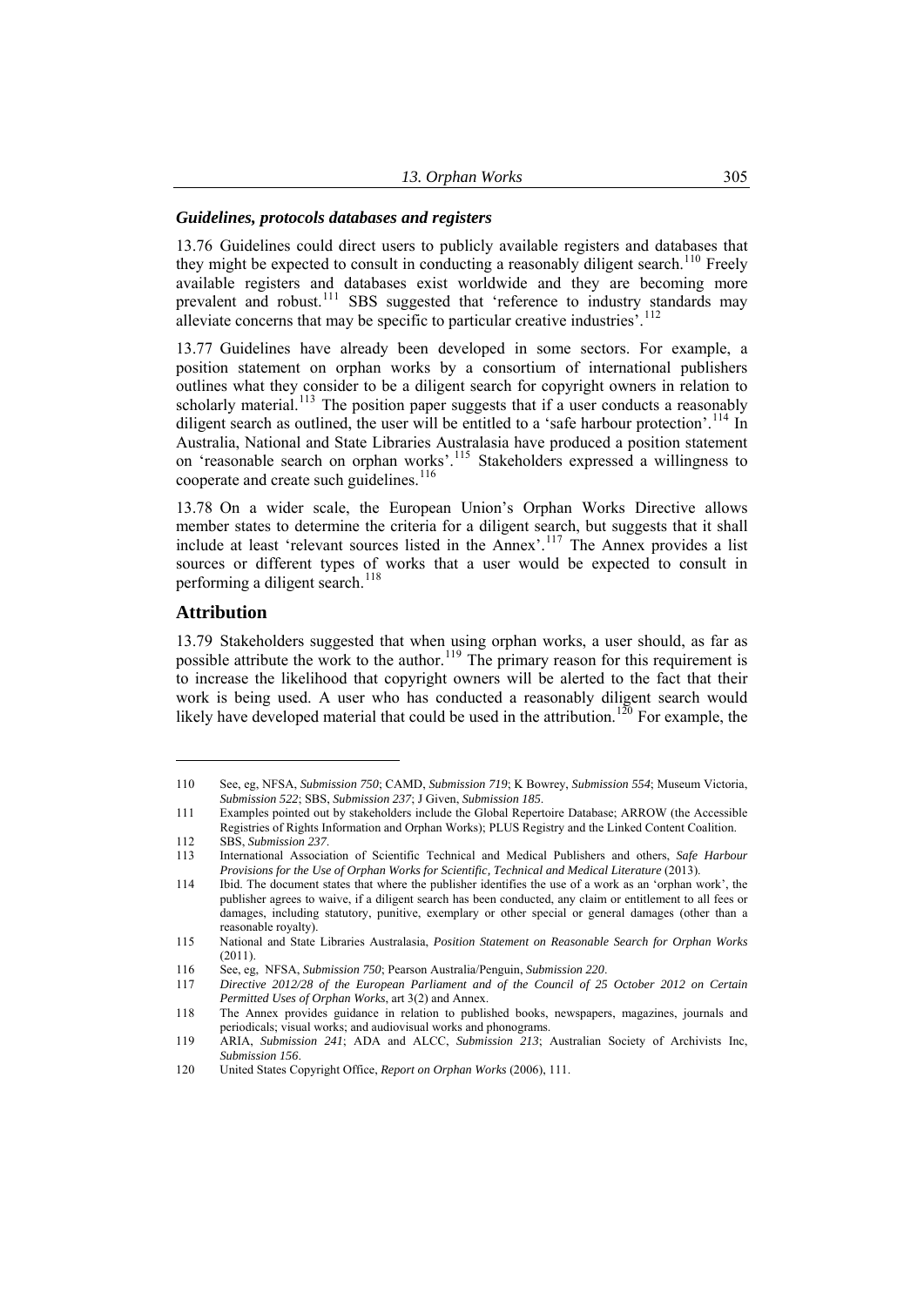### *Guidelines, protocols databases and registers*

13.76 Guidelines could direct users to publicly available registers and databases that they might be expected to consult in conducting a reasonably diligent search.[110] Freely available registers and databases exist worldwide and they are becoming more prevalent and robust.[111] SBS suggested that 'reference to industry standards may alleviate concerns that may be specific to particular creative industries'.[112]

13.77 Guidelines have already been developed in some sectors. For example, a position statement on orphan works by a consortium of international publishers outlines what they consider to be a diligent search for copyright owners in relation to scholarly material.[113] The position paper suggests that if a user conducts a reasonably diligent search as outlined, the user will be entitled to a 'safe harbour protection'.[114] In Australia, National and State Libraries Australasia have produced a position statement on 'reasonable search on orphan works'.[115] Stakeholders expressed a willingness to cooperate and create such guidelines.[116]

13.78 On a wider scale, the European Union's Orphan Works Directive allows member states to determine the criteria for a diligent search, but suggests that it shall include at least 'relevant sources listed in the Annex'.[117] The Annex provides a list sources or different types of works that a user would be expected to consult in performing a diligent search.[118]

## Attribution

13.79 Stakeholders suggested that when using orphan works, a user should, as far as possible attribute the work to the author.[119] The primary reason for this requirement is to increase the likelihood that copyright owners will be alerted to the fact that their work is being used. A user who has conducted a reasonably diligent search would likely have developed material that could be used in the attribution.[120] For example, the

---

110 See, eg, NFSA, *Submission 750*; CAMD, *Submission 719*; K Bowrey, *Submission 554*; Museum Victoria, *Submission 522*; SBS, *Submission 237*; J Given, *Submission 185*.

111 Examples pointed out by stakeholders include the Global Repertoire Database; ARROW (the Accessible Registries of Rights Information and Orphan Works); PLUS Registry and the Linked Content Coalition.

112 SBS, *Submission 237*.

113 International Association of Scientific Technical and Medical Publishers and others, *Safe Harbour Provisions for the Use of Orphan Works for Scientific, Technical and Medical Literature* (2013).

114 Ibid. The document states that where the publisher identifies the use of a work as an 'orphan work', the publisher agrees to waive, if a diligent search has been conducted, any claim or entitlement to all fees or damages, including statutory, punitive, exemplary or other special or general damages (other than a reasonable royalty).

115 National and State Libraries Australasia, *Position Statement on Reasonable Search for Orphan Works* (2011).

116 See, eg, NFSA, *Submission 750*; Pearson Australia/Penguin, *Submission 220*.

117 *Directive 2012/28 of the European Parliament and of the Council of 25 October 2012 on Certain Permitted Uses of Orphan Works*, art 3(2) and Annex.

118 The Annex provides guidance in relation to published books, newspapers, magazines, journals and periodicals; visual works; and audiovisual works and phonograms.

119 ARIA, *Submission 241*; ADA and ALCC, *Submission 213*; Australian Society of Archivists Inc, *Submission 156*.

120 United States Copyright Office, *Report on Orphan Works* (2006), 111.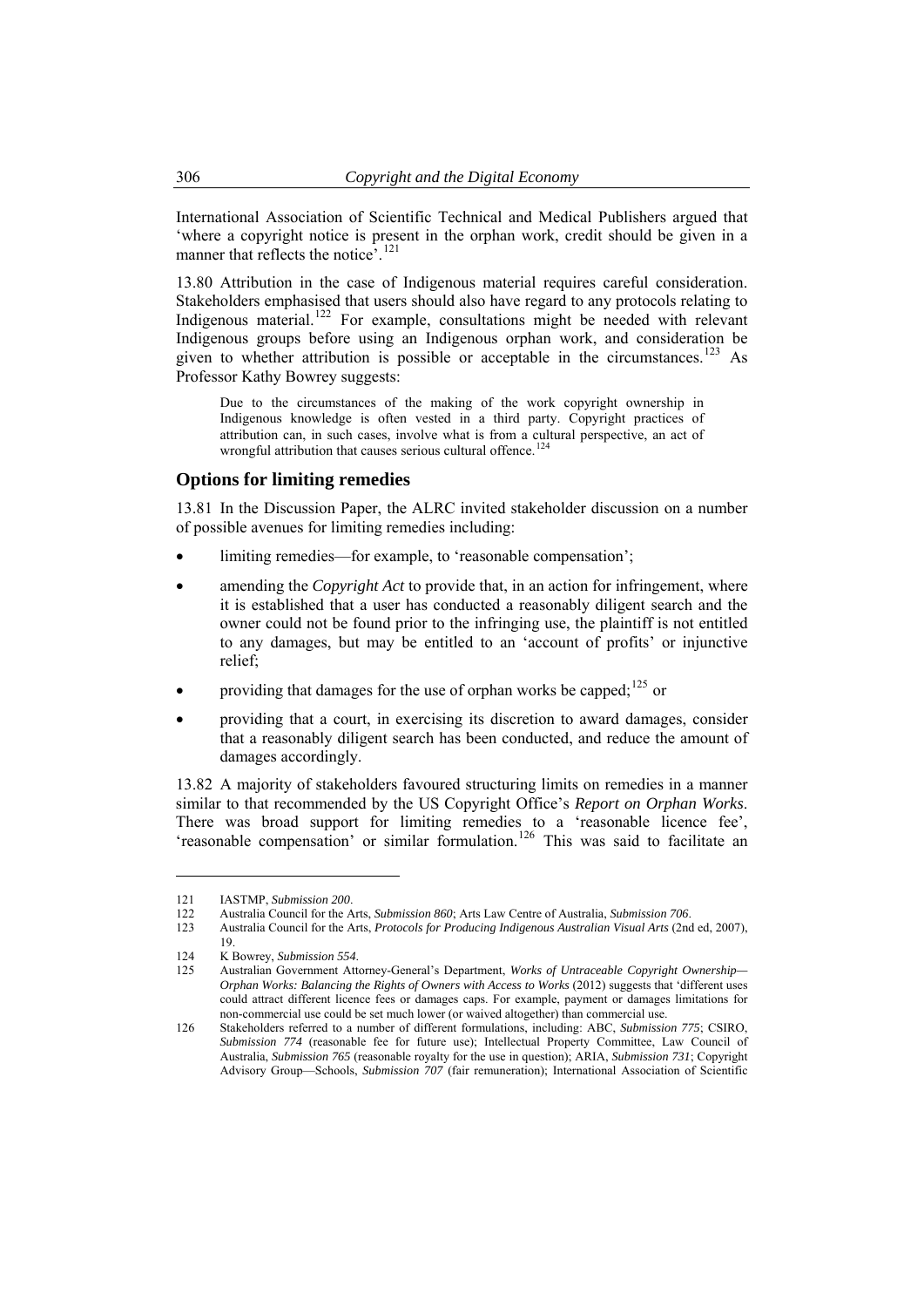International Association of Scientific Technical and Medical Publishers argued that 'where a copyright notice is present in the orphan work, credit should be given in a manner that reflects the notice'.[121]

13.80 Attribution in the case of Indigenous material requires careful consideration. Stakeholders emphasised that users should also have regard to any protocols relating to Indigenous material.[122] For example, consultations might be needed with relevant Indigenous groups before using an Indigenous orphan work, and consideration be given to whether attribution is possible or acceptable in the circumstances.[123] As Professor Kathy Bowrey suggests:

> Due to the circumstances of the making of the work copyright ownership in Indigenous knowledge is often vested in a third party. Copyright practices of attribution can, in such cases, involve what is from a cultural perspective, an act of wrongful attribution that causes serious cultural offence.[124]

## Options for limiting remedies

13.81 In the Discussion Paper, the ALRC invited stakeholder discussion on a number of possible avenues for limiting remedies including:

- limiting remedies—for example, to 'reasonable compensation';
- amending the *Copyright Act* to provide that, in an action for infringement, where it is established that a user has conducted a reasonably diligent search and the owner could not be found prior to the infringing use, the plaintiff is not entitled to any damages, but may be entitled to an 'account of profits' or injunctive relief;
- providing that damages for the use of orphan works be capped;[125] or
- providing that a court, in exercising its discretion to award damages, consider that a reasonably diligent search has been conducted, and reduce the amount of damages accordingly.

13.82 A majority of stakeholders favoured structuring limits on remedies in a manner similar to that recommended by the US Copyright Office's *Report on Orphan Works*. There was broad support for limiting remedies to a 'reasonable licence fee', 'reasonable compensation' or similar formulation.[126] This was said to facilitate an

---

121 IASTMP, *Submission 200*.

122 Australia Council for the Arts, *Submission 860*; Arts Law Centre of Australia, *Submission 706*.

123 Australia Council for the Arts, *Protocols for Producing Indigenous Australian Visual Arts* (2nd ed, 2007), 19.

124 K Bowrey, *Submission 554*.

125 Australian Government Attorney-General's Department, *Works of Untraceable Copyright Ownership—Orphan Works: Balancing the Rights of Owners with Access to Works* (2012) suggests that 'different uses could attract different licence fees or damages caps. For example, payment or damages limitations for non-commercial use could be set much lower (or waived altogether) than commercial use.

126 Stakeholders referred to a number of different formulations, including: ABC, *Submission 775*; CSIRO, *Submission 774* (reasonable fee for future use); Intellectual Property Committee, Law Council of Australia, *Submission 765* (reasonable royalty for the use in question); ARIA, *Submission 731*; Copyright Advisory Group—Schools, *Submission 707* (fair remuneration); International Association of Scientific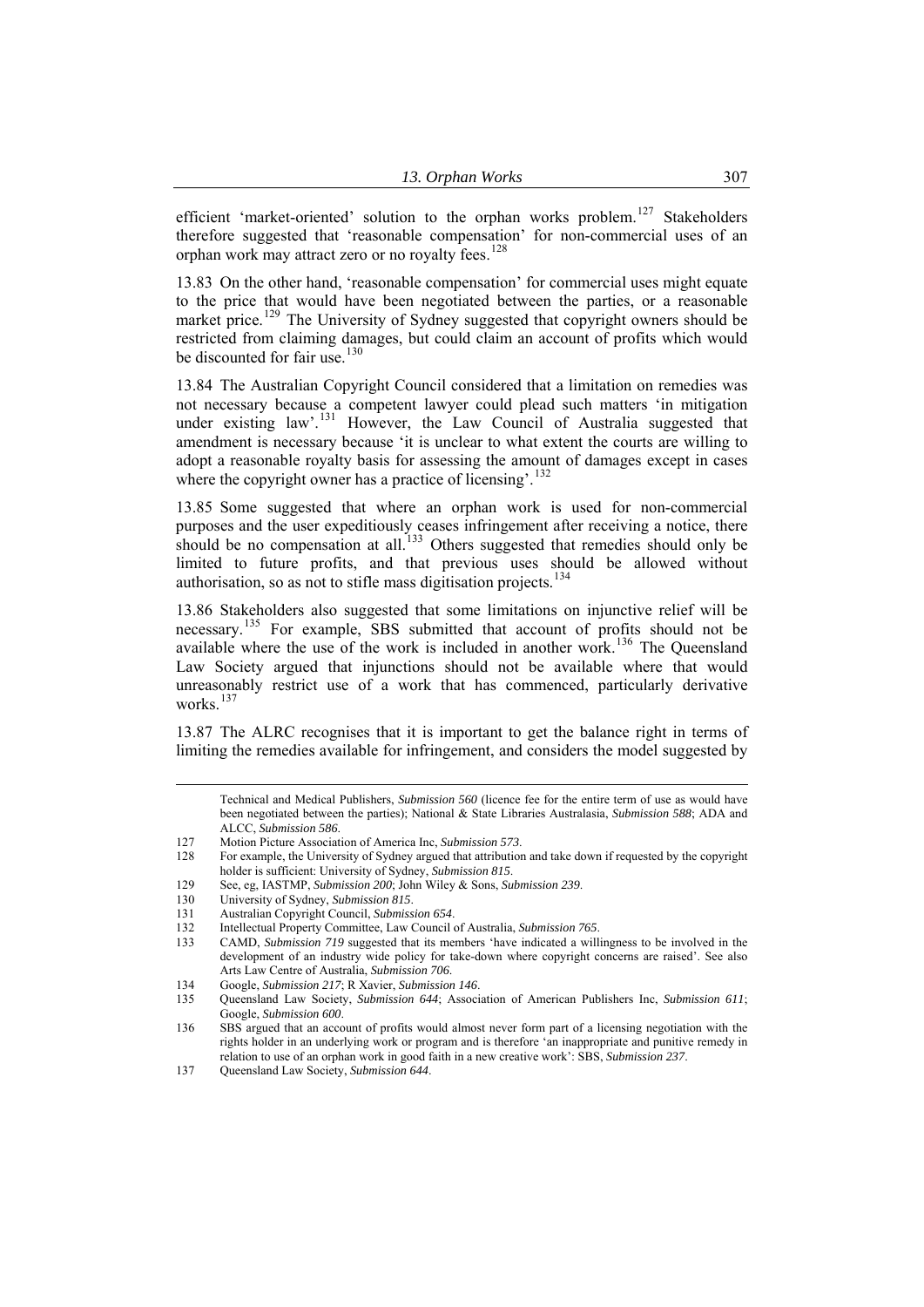efficient 'market-oriented' solution to the orphan works problem.[127] Stakeholders therefore suggested that 'reasonable compensation' for non-commercial uses of an orphan work may attract zero or no royalty fees.[128]

13.83 On the other hand, 'reasonable compensation' for commercial uses might equate to the price that would have been negotiated between the parties, or a reasonable market price.[129] The University of Sydney suggested that copyright owners should be restricted from claiming damages, but could claim an account of profits which would be discounted for fair use.[130]

13.84 The Australian Copyright Council considered that a limitation on remedies was not necessary because a competent lawyer could plead such matters 'in mitigation under existing law'.[131] However, the Law Council of Australia suggested that amendment is necessary because 'it is unclear to what extent the courts are willing to adopt a reasonable royalty basis for assessing the amount of damages except in cases where the copyright owner has a practice of licensing'.[132]

13.85 Some suggested that where an orphan work is used for non-commercial purposes and the user expeditiously ceases infringement after receiving a notice, there should be no compensation at all.[133] Others suggested that remedies should only be limited to future profits, and that previous uses should be allowed without authorisation, so as not to stifle mass digitisation projects.[134]

13.86 Stakeholders also suggested that some limitations on injunctive relief will be necessary.[135] For example, SBS submitted that account of profits should not be available where the use of the work is included in another work.[136] The Queensland Law Society argued that injunctions should not be available where that would unreasonably restrict use of a work that has commenced, particularly derivative works.[137]

13.87 The ALRC recognises that it is important to get the balance right in terms of limiting the remedies available for infringement, and considers the model suggested by

---

Technical and Medical Publishers, *Submission 560* (licence fee for the entire term of use as would have been negotiated between the parties); National & State Libraries Australasia, *Submission 588*; ADA and ALCC, *Submission 586*.

127 Motion Picture Association of America Inc, *Submission 573*.

128 For example, the University of Sydney argued that attribution and take down if requested by the copyright holder is sufficient: University of Sydney, *Submission 815*.

129 See, eg, IASTMP, *Submission 200*; John Wiley & Sons, *Submission 239*.

130 University of Sydney, *Submission 815*.

131 Australian Copyright Council, *Submission 654*.

132 Intellectual Property Committee, Law Council of Australia, *Submission 765*.

133 CAMD, *Submission 719* suggested that its members 'have indicated a willingness to be involved in the development of an industry wide policy for take-down where copyright concerns are raised'. See also Arts Law Centre of Australia, *Submission 706*.

134 Google, *Submission 217*; R Xavier, *Submission 146*.

135 Queensland Law Society, *Submission 644*; Association of American Publishers Inc, *Submission 611*; Google, *Submission 600*.

136 SBS argued that an account of profits would almost never form part of a licensing negotiation with the rights holder in an underlying work or program and is therefore 'an inappropriate and punitive remedy in relation to use of an orphan work in good faith in a new creative work': SBS, *Submission 237*.

137 Queensland Law Society, *Submission 644*.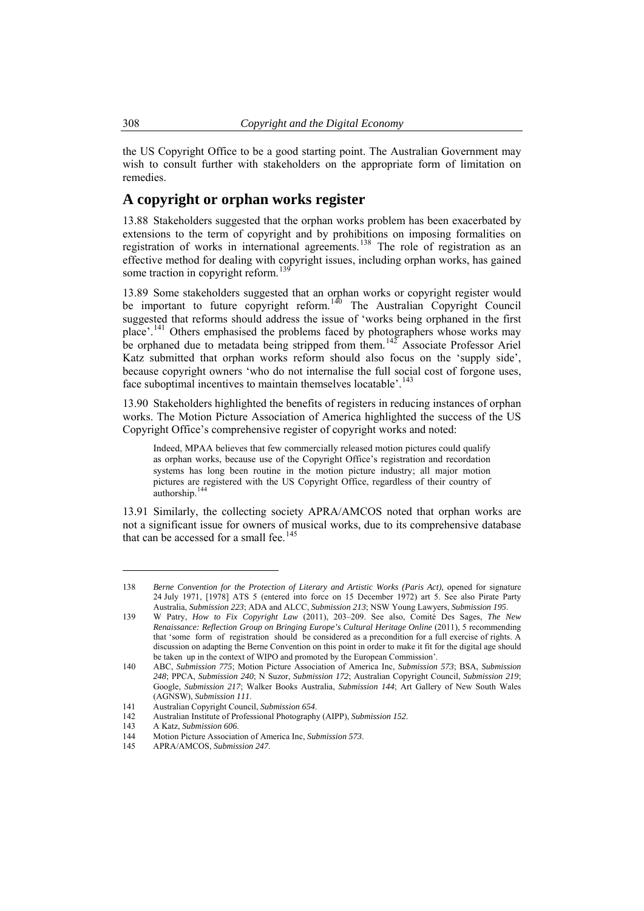the US Copyright Office to be a good starting point. The Australian Government may wish to consult further with stakeholders on the appropriate form of limitation on remedies.

## A copyright or orphan works register

13.88 Stakeholders suggested that the orphan works problem has been exacerbated by extensions to the term of copyright and by prohibitions on imposing formalities on registration of works in international agreements.[138] The role of registration as an effective method for dealing with copyright issues, including orphan works, has gained some traction in copyright reform.[139]

13.89 Some stakeholders suggested that an orphan works or copyright register would be important to future copyright reform.[140] The Australian Copyright Council suggested that reforms should address the issue of 'works being orphaned in the first place'.[141] Others emphasised the problems faced by photographers whose works may be orphaned due to metadata being stripped from them.[142] Associate Professor Ariel Katz submitted that orphan works reform should also focus on the 'supply side', because copyright owners 'who do not internalise the full social cost of forgone uses, face suboptimal incentives to maintain themselves locatable'.[143]

13.90 Stakeholders highlighted the benefits of registers in reducing instances of orphan works. The Motion Picture Association of America highlighted the success of the US Copyright Office's comprehensive register of copyright works and noted:

> Indeed, MPAA believes that few commercially released motion pictures could qualify as orphan works, because use of the Copyright Office's registration and recordation systems has long been routine in the motion picture industry; all major motion pictures are registered with the US Copyright Office, regardless of their country of authorship.[144]

13.91 Similarly, the collecting society APRA/AMCOS noted that orphan works are not a significant issue for owners of musical works, due to its comprehensive database that can be accessed for a small fee.[145]

---

138 *Berne Convention for the Protection of Literary and Artistic Works (Paris Act)*, opened for signature 24 July 1971, [1978] ATS 5 (entered into force on 15 December 1972) art 5. See also Pirate Party Australia, *Submission 223*; ADA and ALCC, *Submission 213*; NSW Young Lawyers, *Submission 195*.

139 W Patry, *How to Fix Copyright Law* (2011), 203–209. See also, Comité Des Sages, *The New Renaissance: Reflection Group on Bringing Europe's Cultural Heritage Online* (2011), 5 recommending that 'some form of registration should be considered as a precondition for a full exercise of rights. A discussion on adapting the Berne Convention on this point in order to make it fit for the digital age should be taken up in the context of WIPO and promoted by the European Commission'.

140 ABC, *Submission 775*; Motion Picture Association of America Inc, *Submission 573*; BSA, *Submission 248*; PPCA, *Submission 240*; N Suzor, *Submission 172*; Australian Copyright Council, *Submission 219*; Google, *Submission 217*; Walker Books Australia, *Submission 144*; Art Gallery of New South Wales (AGNSW), *Submission 111*.

141 Australian Copyright Council, *Submission 654*.

142 Australian Institute of Professional Photography (AIPP), *Submission 152*.

143 A Katz, *Submission 606*.

144 Motion Picture Association of America Inc, *Submission 573*.

145 APRA/AMCOS, *Submission 247*.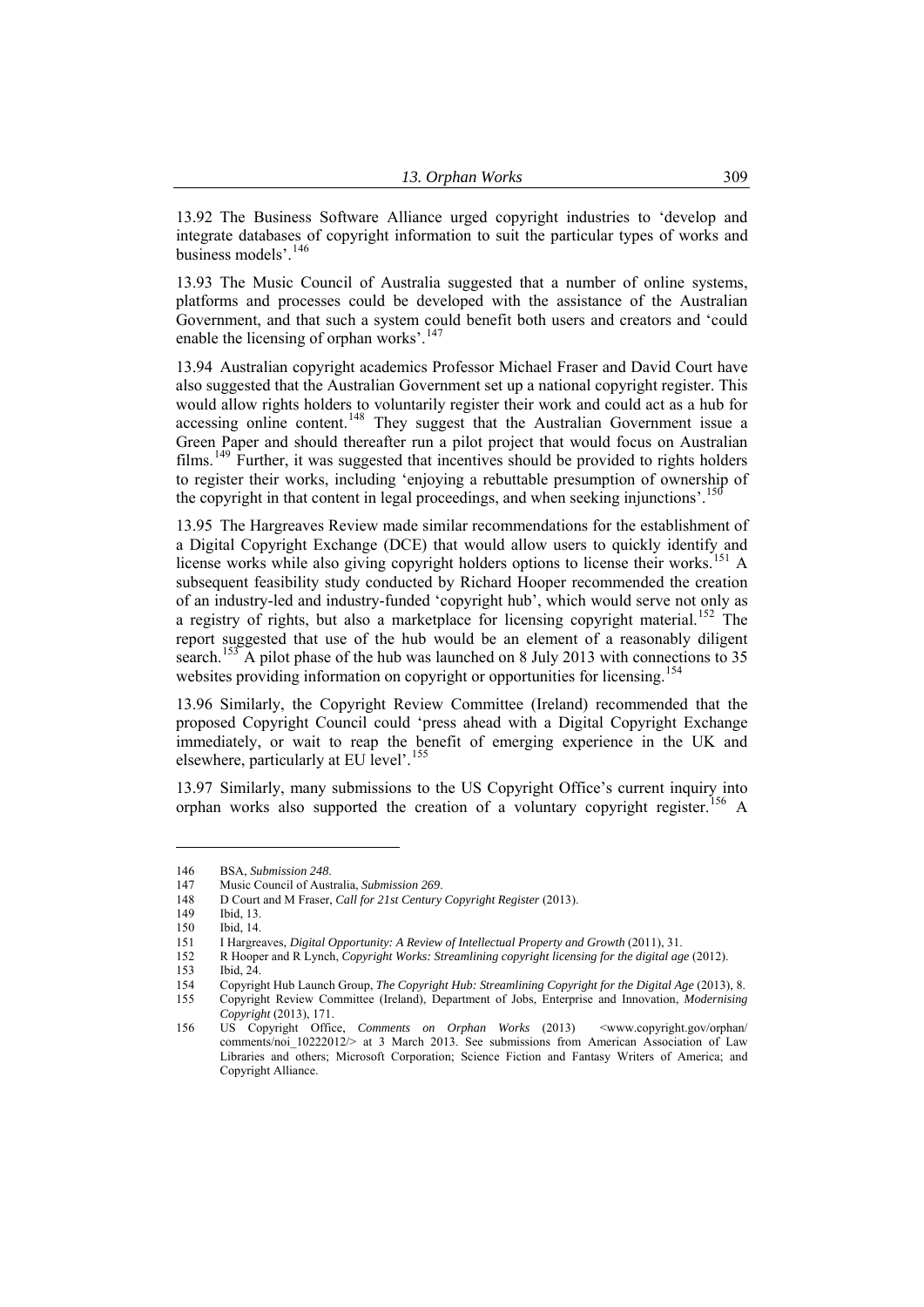13.92 The Business Software Alliance urged copyright industries to 'develop and integrate databases of copyright information to suit the particular types of works and business models'.[146]

13.93 The Music Council of Australia suggested that a number of online systems, platforms and processes could be developed with the assistance of the Australian Government, and that such a system could benefit both users and creators and 'could enable the licensing of orphan works'.[147]

13.94 Australian copyright academics Professor Michael Fraser and David Court have also suggested that the Australian Government set up a national copyright register. This would allow rights holders to voluntarily register their work and could act as a hub for accessing online content.[148] They suggest that the Australian Government issue a Green Paper and should thereafter run a pilot project that would focus on Australian films.[149] Further, it was suggested that incentives should be provided to rights holders to register their works, including 'enjoying a rebuttable presumption of ownership of the copyright in that content in legal proceedings, and when seeking injunctions'.[150]

13.95 The Hargreaves Review made similar recommendations for the establishment of a Digital Copyright Exchange (DCE) that would allow users to quickly identify and license works while also giving copyright holders options to license their works.[151] A subsequent feasibility study conducted by Richard Hooper recommended the creation of an industry-led and industry-funded 'copyright hub', which would serve not only as a registry of rights, but also a marketplace for licensing copyright material.[152] The report suggested that use of the hub would be an element of a reasonably diligent search.[153] A pilot phase of the hub was launched on 8 July 2013 with connections to 35 websites providing information on copyright or opportunities for licensing.[154]

13.96 Similarly, the Copyright Review Committee (Ireland) recommended that the proposed Copyright Council could 'press ahead with a Digital Copyright Exchange immediately, or wait to reap the benefit of emerging experience in the UK and elsewhere, particularly at EU level'.[155]

13.97 Similarly, many submissions to the US Copyright Office's current inquiry into orphan works also supported the creation of a voluntary copyright register.[156] A

---

146 BSA, *Submission 248*.

147 Music Council of Australia, *Submission 269*.

148 D Court and M Fraser, *Call for 21st Century Copyright Register* (2013).

149 Ibid, 13.

150 Ibid, 14.

151 I Hargreaves, *Digital Opportunity: A Review of Intellectual Property and Growth* (2011), 31.

152 R Hooper and R Lynch, *Copyright Works: Streamlining copyright licensing for the digital age* (2012).

153 Ibid, 24.

154 Copyright Hub Launch Group, *The Copyright Hub: Streamlining Copyright for the Digital Age* (2013), 8.

155 Copyright Review Committee (Ireland), Department of Jobs, Enterprise and Innovation, *Modernising Copyright* (2013), 171.

156 US Copyright Office, *Comments on Orphan Works* (2013) <www.copyright.gov/orphan/comments/noi_10222012/> at 3 March 2013. See submissions from American Association of Law Libraries and others; Microsoft Corporation; Science Fiction and Fantasy Writers of America; and Copyright Alliance.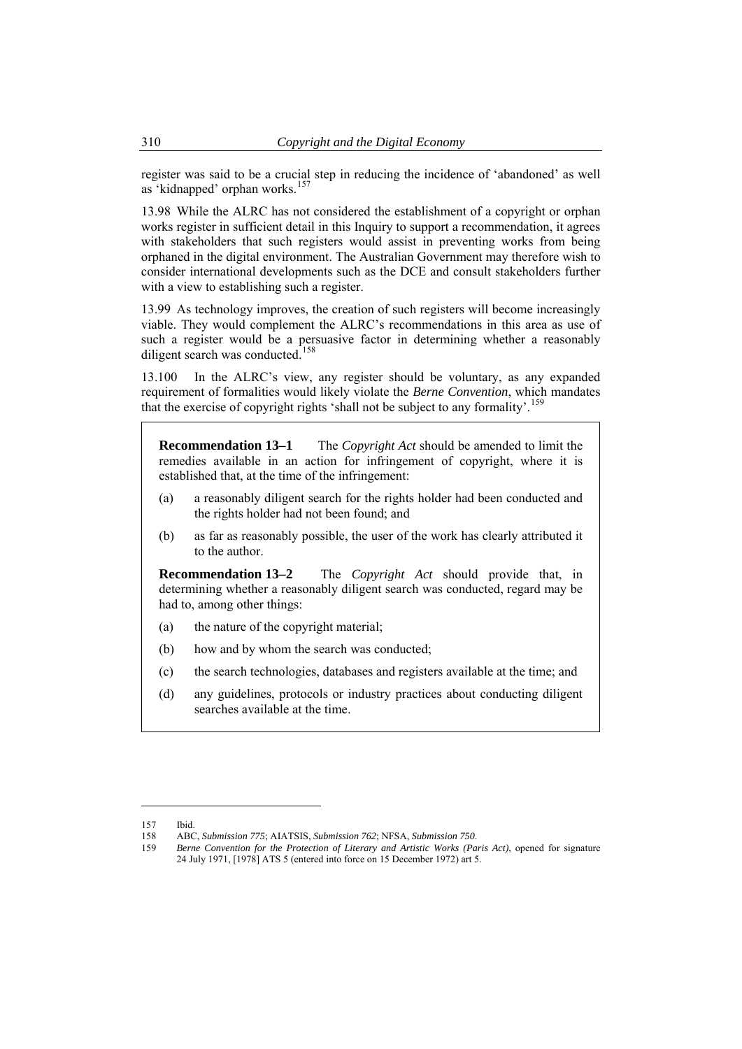register was said to be a crucial step in reducing the incidence of 'abandoned' as well as 'kidnapped' orphan works.[157]

13.98 While the ALRC has not considered the establishment of a copyright or orphan works register in sufficient detail in this Inquiry to support a recommendation, it agrees with stakeholders that such registers would assist in preventing works from being orphaned in the digital environment. The Australian Government may therefore wish to consider international developments such as the DCE and consult stakeholders further with a view to establishing such a register.

13.99 As technology improves, the creation of such registers will become increasingly viable. They would complement the ALRC's recommendations in this area as use of such a register would be a persuasive factor in determining whether a reasonably diligent search was conducted.[158]

13.100 In the ALRC's view, any register should be voluntary, as any expanded requirement of formalities would likely violate the *Berne Convention*, which mandates that the exercise of copyright rights 'shall not be subject to any formality'.[159]

> **Recommendation 13–1** The *Copyright Act* should be amended to limit the remedies available in an action for infringement of copyright, where it is established that, at the time of the infringement:
>
> (a) a reasonably diligent search for the rights holder had been conducted and the rights holder had not been found; and
>
> (b) as far as reasonably possible, the user of the work has clearly attributed it to the author.
>
> **Recommendation 13–2** The *Copyright Act* should provide that, in determining whether a reasonably diligent search was conducted, regard may be had to, among other things:
>
> (a) the nature of the copyright material;
>
> (b) how and by whom the search was conducted;
>
> (c) the search technologies, databases and registers available at the time; and
>
> (d) any guidelines, protocols or industry practices about conducting diligent searches available at the time.

---

157 Ibid.

158 ABC, *Submission 775*; AIATSIS, *Submission 762*; NFSA, *Submission 750*.

159 *Berne Convention for the Protection of Literary and Artistic Works (Paris Act)*, opened for signature 24 July 1971, [1978] ATS 5 (entered into force on 15 December 1972) art 5.